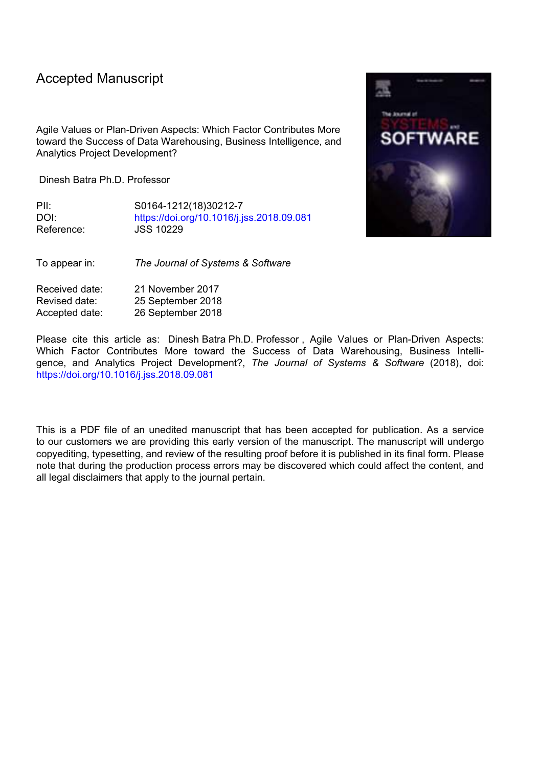# Accepted Manuscript

Agile Values or Plan-Driven Aspects: Which Factor Contributes More toward the Success of Data Warehousing, Business Intelligence, and Analytics Project Development?

Dinesh Batra Ph.D. Professor

| | |
|---|---|
| PII: | S0164-1212(18)30212-7 |
| DOI: | https://doi.org/10.1016/j.jss.2018.09.081 |
| Reference: | JSS 10229 |

To appear in: *The Journal of Systems & Software*

| | |
|---|---|
| Received date: | 21 November 2017 |
| Revised date: | 25 September 2018 |
| Accepted date: | 26 September 2018 |

Please cite this article as: Dinesh Batra Ph.D. Professor , Agile Values or Plan-Driven Aspects: Which Factor Contributes More toward the Success of Data Warehousing, Business Intelligence, and Analytics Project Development?, *The Journal of Systems & Software* (2018), doi: https://doi.org/10.1016/j.jss.2018.09.081

This is a PDF file of an unedited manuscript that has been accepted for publication. As a service to our customers we are providing this early version of the manuscript. The manuscript will undergo copyediting, typesetting, and review of the resulting proof before it is published in its final form. Please note that during the production process errors may be discovered which could affect the content, and all legal disclaimers that apply to the journal pertain.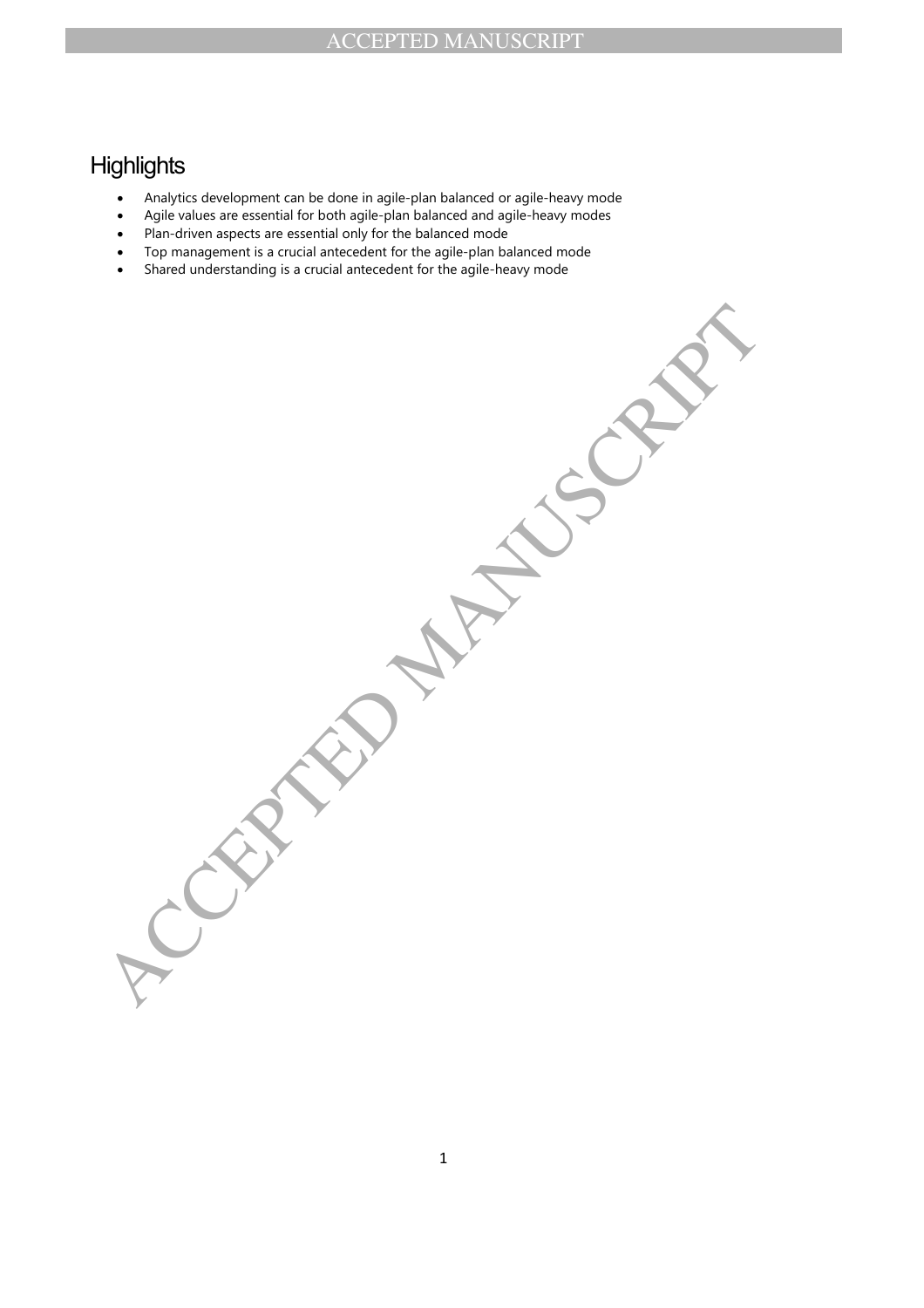# Highlights

- Analytics development can be done in agile-plan balanced or agile-heavy mode
- Agile values are essential for both agile-plan balanced and agile-heavy modes
- Plan-driven aspects are essential only for the balanced mode
- Top management is a crucial antecedent for the agile-plan balanced mode
- Shared understanding is a crucial antecedent for the agile-heavy mode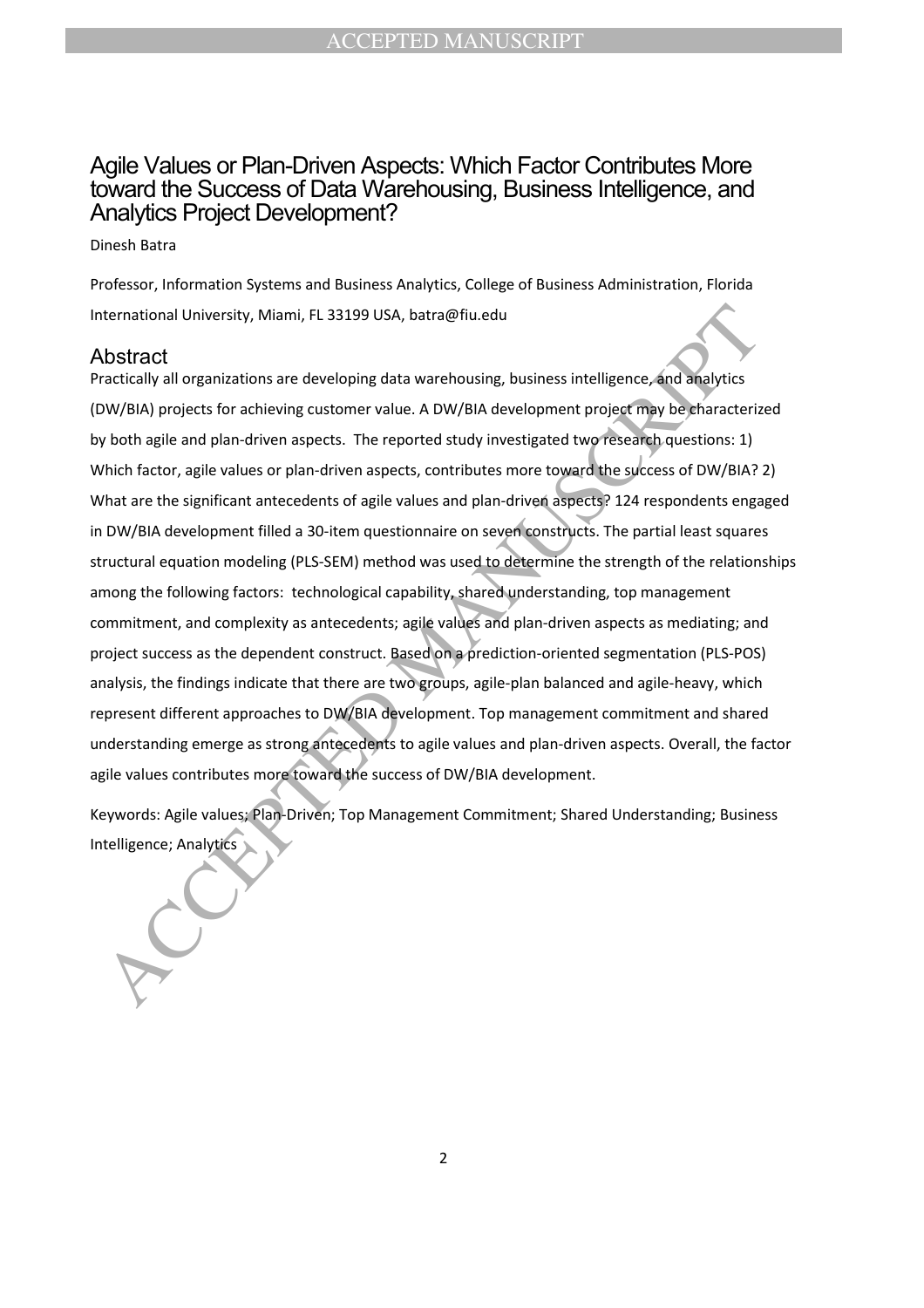# Agile Values or Plan-Driven Aspects: Which Factor Contributes More toward the Success of Data Warehousing, Business Intelligence, and Analytics Project Development?

Dinesh Batra

Professor, Information Systems and Business Analytics, College of Business Administration, Florida International University, Miami, FL 33199 USA, batra@fiu.edu

## Abstract

Practically all organizations are developing data warehousing, business intelligence, and analytics (DW/BIA) projects for achieving customer value. A DW/BIA development project may be characterized by both agile and plan-driven aspects. The reported study investigated two research questions: 1) Which factor, agile values or plan-driven aspects, contributes more toward the success of DW/BIA? 2) What are the significant antecedents of agile values and plan-driven aspects? 124 respondents engaged in DW/BIA development filled a 30-item questionnaire on seven constructs. The partial least squares structural equation modeling (PLS-SEM) method was used to determine the strength of the relationships among the following factors: technological capability, shared understanding, top management commitment, and complexity as antecedents; agile values and plan-driven aspects as mediating; and project success as the dependent construct. Based on a prediction-oriented segmentation (PLS-POS) analysis, the findings indicate that there are two groups, agile-plan balanced and agile-heavy, which represent different approaches to DW/BIA development. Top management commitment and shared understanding emerge as strong antecedents to agile values and plan-driven aspects. Overall, the factor agile values contributes more toward the success of DW/BIA development.

Keywords: Agile values; Plan-Driven; Top Management Commitment; Shared Understanding; Business Intelligence; Analytics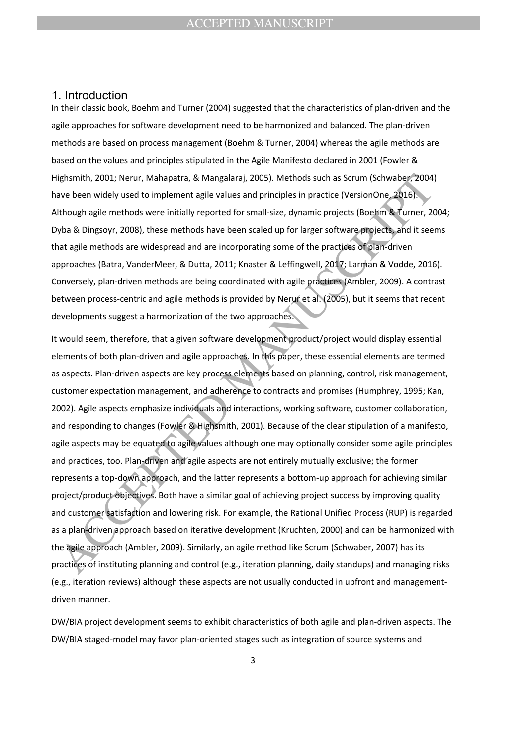# 1. Introduction

In their classic book, Boehm and Turner (2004) suggested that the characteristics of plan-driven and the agile approaches for software development need to be harmonized and balanced. The plan-driven methods are based on process management (Boehm & Turner, 2004) whereas the agile methods are based on the values and principles stipulated in the Agile Manifesto declared in 2001 (Fowler & Highsmith, 2001; Nerur, Mahapatra, & Mangalaraj, 2005). Methods such as Scrum (Schwaber, 2004) have been widely used to implement agile values and principles in practice (VersionOne, 2016). Although agile methods were initially reported for small-size, dynamic projects (Boehm & Turner, 2004; Dyba & Dingsoyr, 2008), these methods have been scaled up for larger software projects, and it seems that agile methods are widespread and are incorporating some of the practices of plan-driven approaches (Batra, VanderMeer, & Dutta, 2011; Knaster & Leffingwell, 2017; Larman & Vodde, 2016). Conversely, plan-driven methods are being coordinated with agile practices (Ambler, 2009). A contrast between process-centric and agile methods is provided by Nerur et al. (2005), but it seems that recent developments suggest a harmonization of the two approaches.

It would seem, therefore, that a given software development product/project would display essential elements of both plan-driven and agile approaches. In this paper, these essential elements are termed as aspects. Plan-driven aspects are key process elements based on planning, control, risk management, customer expectation management, and adherence to contracts and promises (Humphrey, 1995; Kan, 2002). Agile aspects emphasize individuals and interactions, working software, customer collaboration, and responding to changes (Fowler & Highsmith, 2001). Because of the clear stipulation of a manifesto, agile aspects may be equated to agile values although one may optionally consider some agile principles and practices, too. Plan-driven and agile aspects are not entirely mutually exclusive; the former represents a top-down approach, and the latter represents a bottom-up approach for achieving similar project/product objectives. Both have a similar goal of achieving project success by improving quality and customer satisfaction and lowering risk. For example, the Rational Unified Process (RUP) is regarded as a plan-driven approach based on iterative development (Kruchten, 2000) and can be harmonized with the agile approach (Ambler, 2009). Similarly, an agile method like Scrum (Schwaber, 2007) has its practices of instituting planning and control (e.g., iteration planning, daily standups) and managing risks (e.g., iteration reviews) although these aspects are not usually conducted in upfront and management-driven manner.

DW/BIA project development seems to exhibit characteristics of both agile and plan-driven aspects. The DW/BIA staged-model may favor plan-oriented stages such as integration of source systems and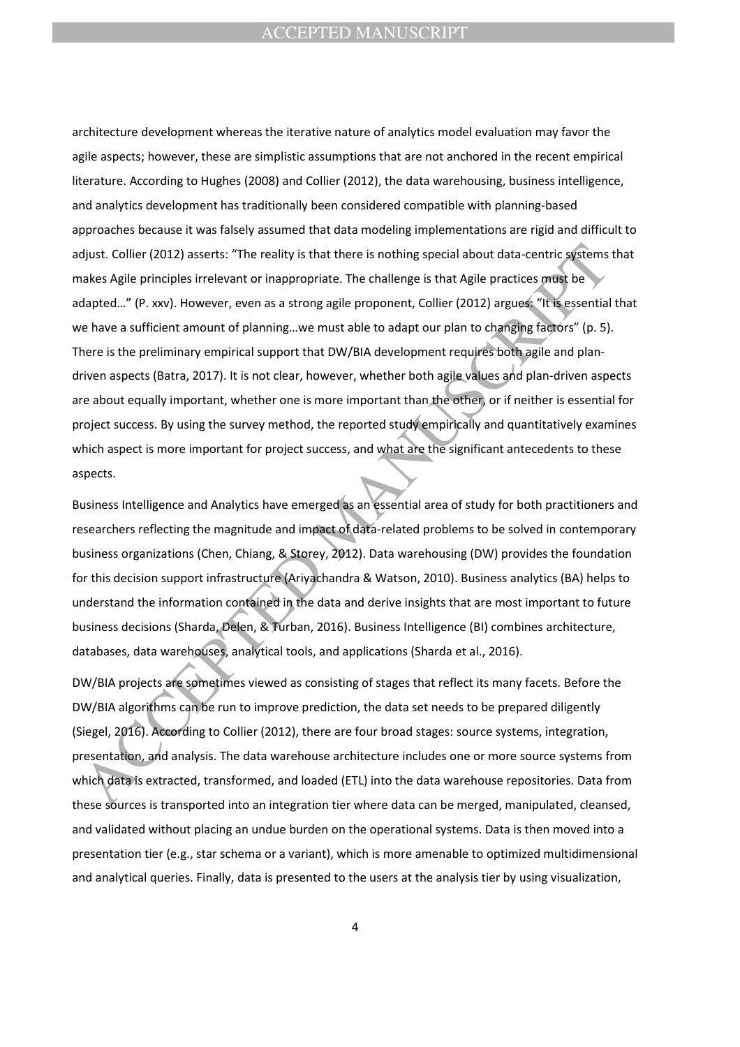architecture development whereas the iterative nature of analytics model evaluation may favor the agile aspects; however, these are simplistic assumptions that are not anchored in the recent empirical literature. According to Hughes (2008) and Collier (2012), the data warehousing, business intelligence, and analytics development has traditionally been considered compatible with planning-based approaches because it was falsely assumed that data modeling implementations are rigid and difficult to adjust. Collier (2012) asserts: "The reality is that there is nothing special about data-centric systems that makes Agile principles irrelevant or inappropriate. The challenge is that Agile practices must be adapted…" (P. xxv). However, even as a strong agile proponent, Collier (2012) argues: "It is essential that we have a sufficient amount of planning…we must able to adapt our plan to changing factors" (p. 5). There is the preliminary empirical support that DW/BIA development requires both agile and plan-driven aspects (Batra, 2017). It is not clear, however, whether both agile values and plan-driven aspects are about equally important, whether one is more important than the other, or if neither is essential for project success. By using the survey method, the reported study empirically and quantitatively examines which aspect is more important for project success, and what are the significant antecedents to these aspects.

Business Intelligence and Analytics have emerged as an essential area of study for both practitioners and researchers reflecting the magnitude and impact of data-related problems to be solved in contemporary business organizations (Chen, Chiang, & Storey, 2012). Data warehousing (DW) provides the foundation for this decision support infrastructure (Ariyachandra & Watson, 2010). Business analytics (BA) helps to understand the information contained in the data and derive insights that are most important to future business decisions (Sharda, Delen, & Turban, 2016). Business Intelligence (BI) combines architecture, databases, data warehouses, analytical tools, and applications (Sharda et al., 2016).

DW/BIA projects are sometimes viewed as consisting of stages that reflect its many facets. Before the DW/BIA algorithms can be run to improve prediction, the data set needs to be prepared diligently (Siegel, 2016). According to Collier (2012), there are four broad stages: source systems, integration, presentation, and analysis. The data warehouse architecture includes one or more source systems from which data is extracted, transformed, and loaded (ETL) into the data warehouse repositories. Data from these sources is transported into an integration tier where data can be merged, manipulated, cleansed, and validated without placing an undue burden on the operational systems. Data is then moved into a presentation tier (e.g., star schema or a variant), which is more amenable to optimized multidimensional and analytical queries. Finally, data is presented to the users at the analysis tier by using visualization,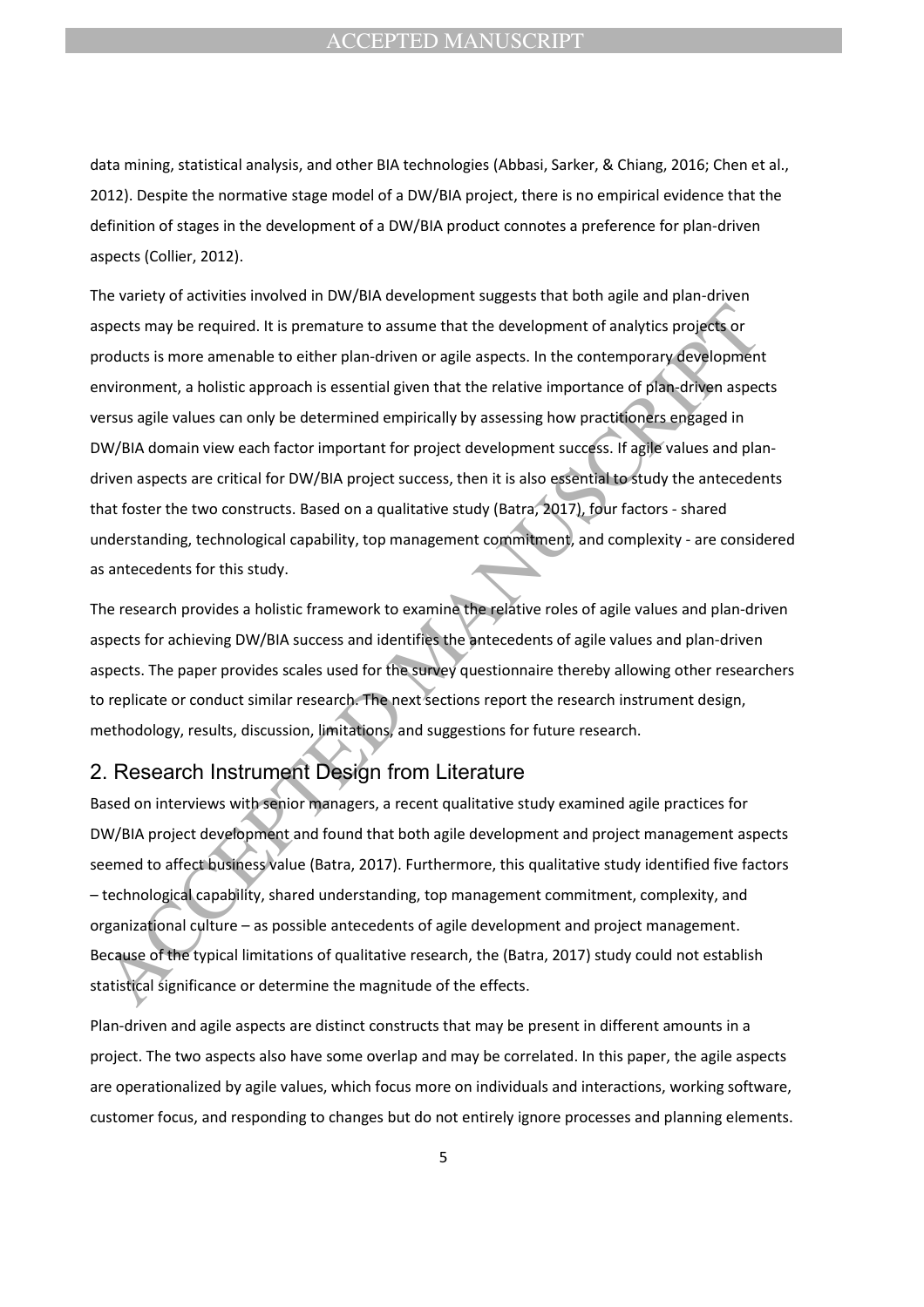data mining, statistical analysis, and other BIA technologies (Abbasi, Sarker, & Chiang, 2016; Chen et al., 2012). Despite the normative stage model of a DW/BIA project, there is no empirical evidence that the definition of stages in the development of a DW/BIA product connotes a preference for plan-driven aspects (Collier, 2012).

The variety of activities involved in DW/BIA development suggests that both agile and plan-driven aspects may be required. It is premature to assume that the development of analytics projects or products is more amenable to either plan-driven or agile aspects. In the contemporary development environment, a holistic approach is essential given that the relative importance of plan-driven aspects versus agile values can only be determined empirically by assessing how practitioners engaged in DW/BIA domain view each factor important for project development success. If agile values and plan-driven aspects are critical for DW/BIA project success, then it is also essential to study the antecedents that foster the two constructs. Based on a qualitative study (Batra, 2017), four factors - shared understanding, technological capability, top management commitment, and complexity - are considered as antecedents for this study.

The research provides a holistic framework to examine the relative roles of agile values and plan-driven aspects for achieving DW/BIA success and identifies the antecedents of agile values and plan-driven aspects. The paper provides scales used for the survey questionnaire thereby allowing other researchers to replicate or conduct similar research. The next sections report the research instrument design, methodology, results, discussion, limitations, and suggestions for future research.

## 2. Research Instrument Design from Literature

Based on interviews with senior managers, a recent qualitative study examined agile practices for DW/BIA project development and found that both agile development and project management aspects seemed to affect business value (Batra, 2017). Furthermore, this qualitative study identified five factors – technological capability, shared understanding, top management commitment, complexity, and organizational culture – as possible antecedents of agile development and project management. Because of the typical limitations of qualitative research, the (Batra, 2017) study could not establish statistical significance or determine the magnitude of the effects.

Plan-driven and agile aspects are distinct constructs that may be present in different amounts in a project. The two aspects also have some overlap and may be correlated. In this paper, the agile aspects are operationalized by agile values, which focus more on individuals and interactions, working software, customer focus, and responding to changes but do not entirely ignore processes and planning elements.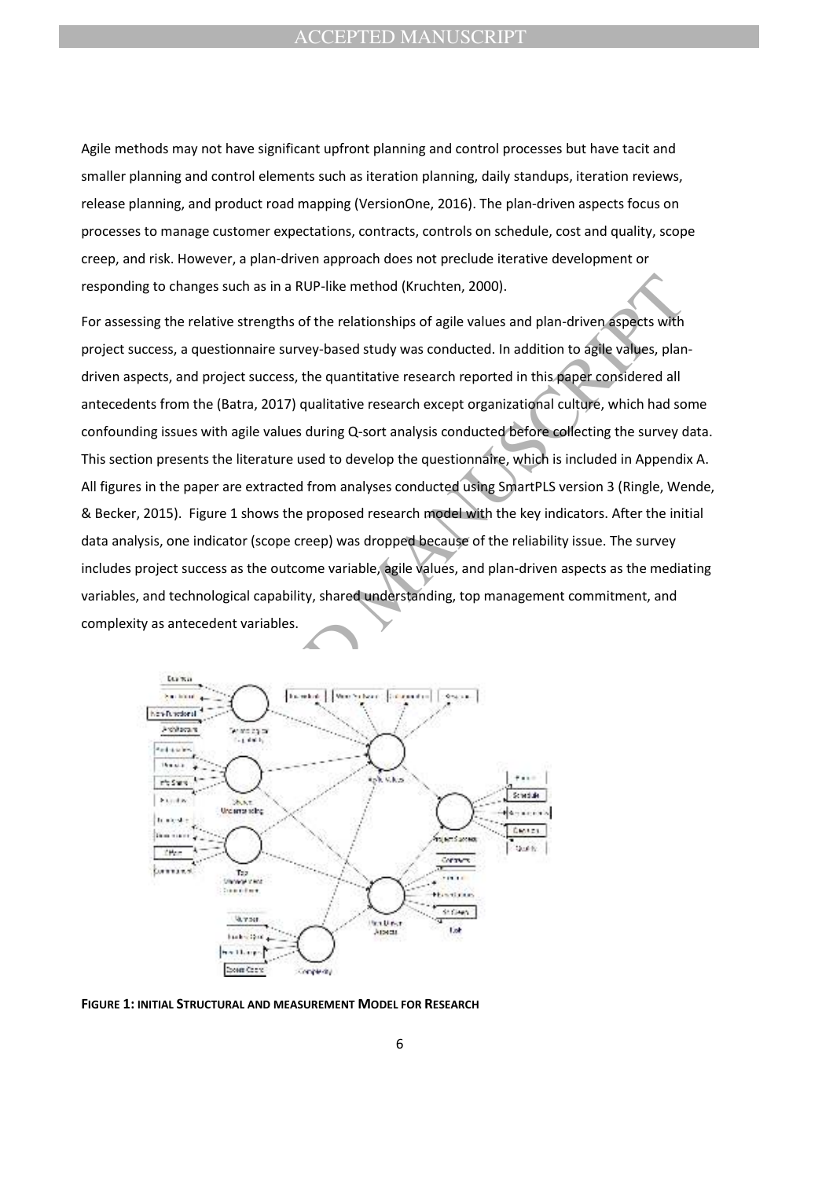Agile methods may not have significant upfront planning and control processes but have tacit and smaller planning and control elements such as iteration planning, daily standups, iteration reviews, release planning, and product road mapping (VersionOne, 2016). The plan-driven aspects focus on processes to manage customer expectations, contracts, controls on schedule, cost and quality, scope creep, and risk. However, a plan-driven approach does not preclude iterative development or responding to changes such as in a RUP-like method (Kruchten, 2000).

For assessing the relative strengths of the relationships of agile values and plan-driven aspects with project success, a questionnaire survey-based study was conducted. In addition to agile values, plan-driven aspects, and project success, the quantitative research reported in this paper considered all antecedents from the (Batra, 2017) qualitative research except organizational culture, which had some confounding issues with agile values during Q-sort analysis conducted before collecting the survey data. This section presents the literature used to develop the questionnaire, which is included in Appendix A. All figures in the paper are extracted from analyses conducted using SmartPLS version 3 (Ringle, Wende, & Becker, 2015). Figure 1 shows the proposed research model with the key indicators. After the initial data analysis, one indicator (scope creep) was dropped because of the reliability issue. The survey includes project success as the outcome variable, agile values, and plan-driven aspects as the mediating variables, and technological capability, shared understanding, top management commitment, and complexity as antecedent variables.

**FIGURE 1: INITIAL STRUCTURAL AND MEASUREMENT MODEL FOR RESEARCH**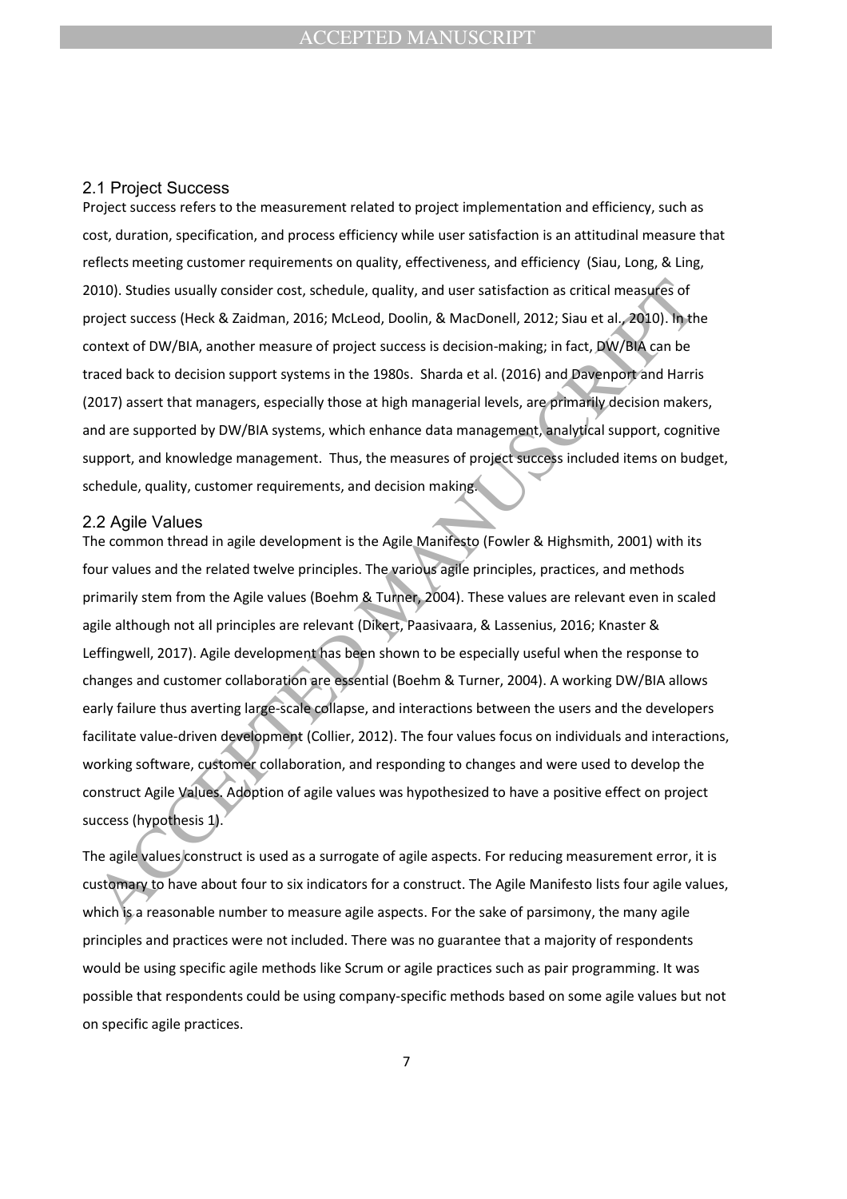## 2.1 Project Success

Project success refers to the measurement related to project implementation and efficiency, such as cost, duration, specification, and process efficiency while user satisfaction is an attitudinal measure that reflects meeting customer requirements on quality, effectiveness, and efficiency (Siau, Long, & Ling, 2010). Studies usually consider cost, schedule, quality, and user satisfaction as critical measures of project success (Heck & Zaidman, 2016; McLeod, Doolin, & MacDonell, 2012; Siau et al., 2010). In the context of DW/BIA, another measure of project success is decision-making; in fact, DW/BIA can be traced back to decision support systems in the 1980s. Sharda et al. (2016) and Davenport and Harris (2017) assert that managers, especially those at high managerial levels, are primarily decision makers, and are supported by DW/BIA systems, which enhance data management, analytical support, cognitive support, and knowledge management. Thus, the measures of project success included items on budget, schedule, quality, customer requirements, and decision making.

## 2.2 Agile Values

The common thread in agile development is the Agile Manifesto (Fowler & Highsmith, 2001) with its four values and the related twelve principles. The various agile principles, practices, and methods primarily stem from the Agile values (Boehm & Turner, 2004). These values are relevant even in scaled agile although not all principles are relevant (Dikert, Paasivaara, & Lassenius, 2016; Knaster & Leffingwell, 2017). Agile development has been shown to be especially useful when the response to changes and customer collaboration are essential (Boehm & Turner, 2004). A working DW/BIA allows early failure thus averting large-scale collapse, and interactions between the users and the developers facilitate value-driven development (Collier, 2012). The four values focus on individuals and interactions, working software, customer collaboration, and responding to changes and were used to develop the construct Agile Values. Adoption of agile values was hypothesized to have a positive effect on project success (hypothesis 1).

The agile values construct is used as a surrogate of agile aspects. For reducing measurement error, it is customary to have about four to six indicators for a construct. The Agile Manifesto lists four agile values, which is a reasonable number to measure agile aspects. For the sake of parsimony, the many agile principles and practices were not included. There was no guarantee that a majority of respondents would be using specific agile methods like Scrum or agile practices such as pair programming. It was possible that respondents could be using company-specific methods based on some agile values but not on specific agile practices.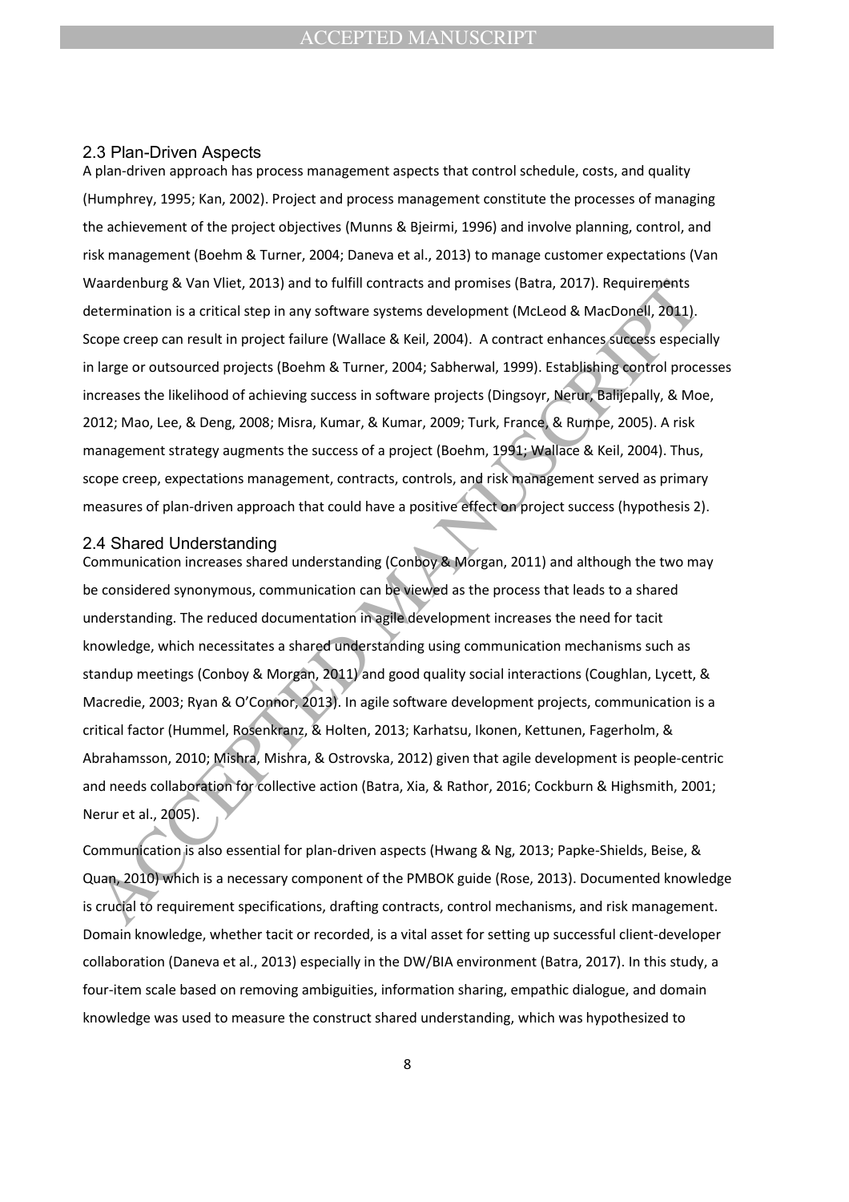## 2.3 Plan-Driven Aspects

A plan-driven approach has process management aspects that control schedule, costs, and quality (Humphrey, 1995; Kan, 2002). Project and process management constitute the processes of managing the achievement of the project objectives (Munns & Bjeirmi, 1996) and involve planning, control, and risk management (Boehm & Turner, 2004; Daneva et al., 2013) to manage customer expectations (Van Waardenburg & Van Vliet, 2013) and to fulfill contracts and promises (Batra, 2017). Requirements determination is a critical step in any software systems development (McLeod & MacDonell, 2011). Scope creep can result in project failure (Wallace & Keil, 2004). A contract enhances success especially in large or outsourced projects (Boehm & Turner, 2004; Sabherwal, 1999). Establishing control processes increases the likelihood of achieving success in software projects (Dingsoyr, Nerur, Balijepally, & Moe, 2012; Mao, Lee, & Deng, 2008; Misra, Kumar, & Kumar, 2009; Turk, France, & Rumpe, 2005). A risk management strategy augments the success of a project (Boehm, 1991; Wallace & Keil, 2004). Thus, scope creep, expectations management, contracts, controls, and risk management served as primary measures of plan-driven approach that could have a positive effect on project success (hypothesis 2).

## 2.4 Shared Understanding

Communication increases shared understanding (Conboy & Morgan, 2011) and although the two may be considered synonymous, communication can be viewed as the process that leads to a shared understanding. The reduced documentation in agile development increases the need for tacit knowledge, which necessitates a shared understanding using communication mechanisms such as standup meetings (Conboy & Morgan, 2011) and good quality social interactions (Coughlan, Lycett, & Macredie, 2003; Ryan & O'Connor, 2013). In agile software development projects, communication is a critical factor (Hummel, Rosenkranz, & Holten, 2013; Karhatsu, Ikonen, Kettunen, Fagerholm, & Abrahamsson, 2010; Mishra, Mishra, & Ostrovska, 2012) given that agile development is people-centric and needs collaboration for collective action (Batra, Xia, & Rathor, 2016; Cockburn & Highsmith, 2001; Nerur et al., 2005).

Communication is also essential for plan-driven aspects (Hwang & Ng, 2013; Papke-Shields, Beise, & Quan, 2010) which is a necessary component of the PMBOK guide (Rose, 2013). Documented knowledge is crucial to requirement specifications, drafting contracts, control mechanisms, and risk management. Domain knowledge, whether tacit or recorded, is a vital asset for setting up successful client-developer collaboration (Daneva et al., 2013) especially in the DW/BIA environment (Batra, 2017). In this study, a four-item scale based on removing ambiguities, information sharing, empathic dialogue, and domain knowledge was used to measure the construct shared understanding, which was hypothesized to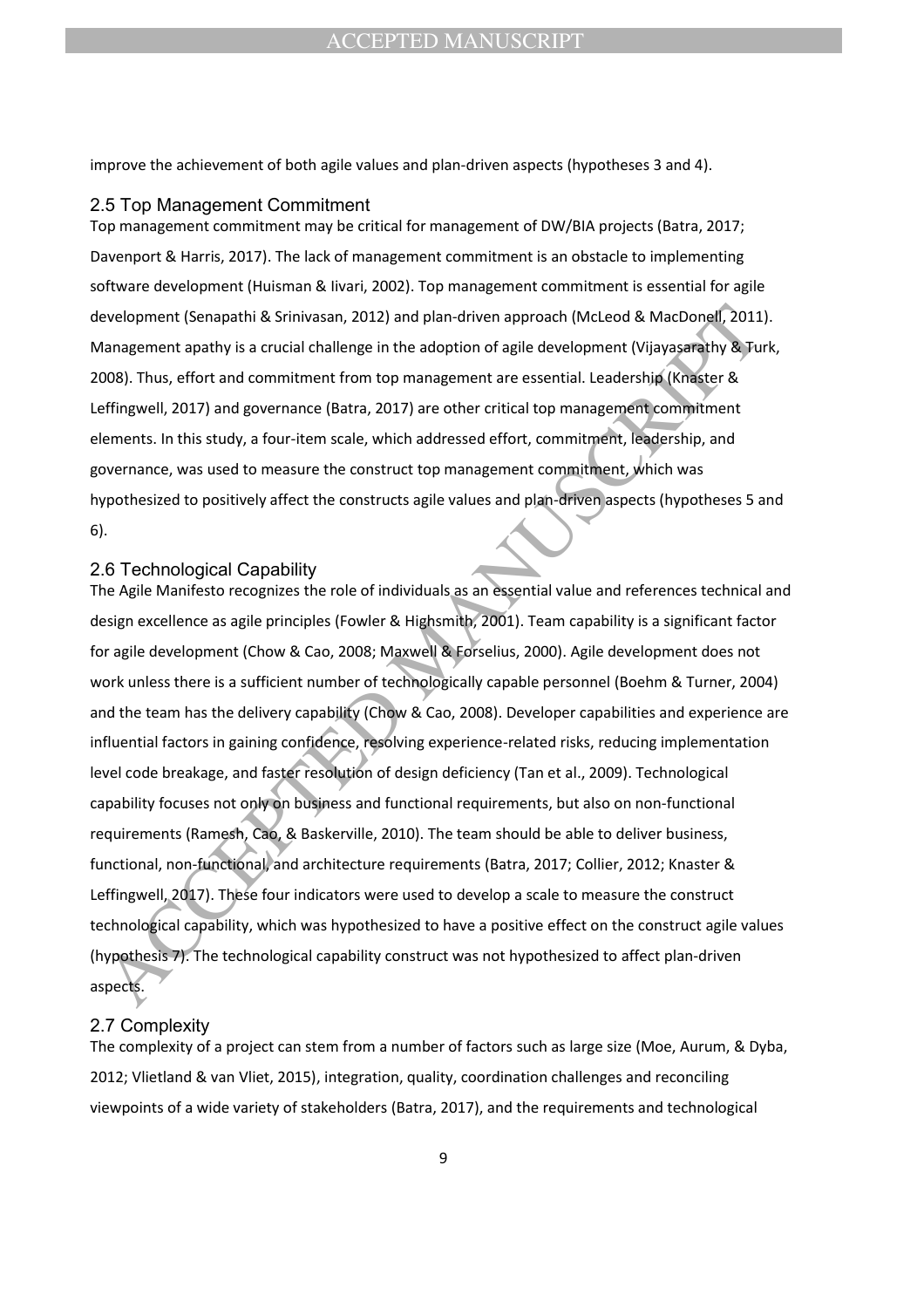improve the achievement of both agile values and plan-driven aspects (hypotheses 3 and 4).

## 2.5 Top Management Commitment

Top management commitment may be critical for management of DW/BIA projects (Batra, 2017; Davenport & Harris, 2017). The lack of management commitment is an obstacle to implementing software development (Huisman & Iivari, 2002). Top management commitment is essential for agile development (Senapathi & Srinivasan, 2012) and plan-driven approach (McLeod & MacDonell, 2011). Management apathy is a crucial challenge in the adoption of agile development (Vijayasarathy & Turk, 2008). Thus, effort and commitment from top management are essential. Leadership (Knaster & Leffingwell, 2017) and governance (Batra, 2017) are other critical top management commitment elements. In this study, a four-item scale, which addressed effort, commitment, leadership, and governance, was used to measure the construct top management commitment, which was hypothesized to positively affect the constructs agile values and plan-driven aspects (hypotheses 5 and 6).

## 2.6 Technological Capability

The Agile Manifesto recognizes the role of individuals as an essential value and references technical and design excellence as agile principles (Fowler & Highsmith, 2001). Team capability is a significant factor for agile development (Chow & Cao, 2008; Maxwell & Forselius, 2000). Agile development does not work unless there is a sufficient number of technologically capable personnel (Boehm & Turner, 2004) and the team has the delivery capability (Chow & Cao, 2008). Developer capabilities and experience are influential factors in gaining confidence, resolving experience-related risks, reducing implementation level code breakage, and faster resolution of design deficiency (Tan et al., 2009). Technological capability focuses not only on business and functional requirements, but also on non-functional requirements (Ramesh, Cao, & Baskerville, 2010). The team should be able to deliver business, functional, non-functional, and architecture requirements (Batra, 2017; Collier, 2012; Knaster & Leffingwell, 2017). These four indicators were used to develop a scale to measure the construct technological capability, which was hypothesized to have a positive effect on the construct agile values (hypothesis 7). The technological capability construct was not hypothesized to affect plan-driven aspects.

## 2.7 Complexity

The complexity of a project can stem from a number of factors such as large size (Moe, Aurum, & Dyba, 2012; Vlietland & van Vliet, 2015), integration, quality, coordination challenges and reconciling viewpoints of a wide variety of stakeholders (Batra, 2017), and the requirements and technological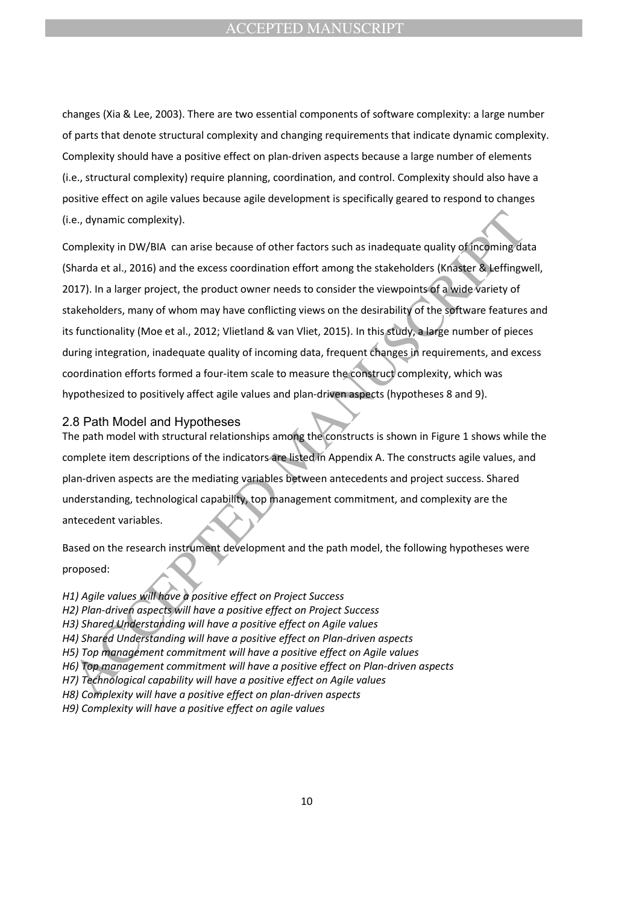changes (Xia & Lee, 2003). There are two essential components of software complexity: a large number of parts that denote structural complexity and changing requirements that indicate dynamic complexity. Complexity should have a positive effect on plan-driven aspects because a large number of elements (i.e., structural complexity) require planning, coordination, and control. Complexity should also have a positive effect on agile values because agile development is specifically geared to respond to changes (i.e., dynamic complexity).

Complexity in DW/BIA can arise because of other factors such as inadequate quality of incoming data (Sharda et al., 2016) and the excess coordination effort among the stakeholders (Knaster & Leffingwell, 2017). In a larger project, the product owner needs to consider the viewpoints of a wide variety of stakeholders, many of whom may have conflicting views on the desirability of the software features and its functionality (Moe et al., 2012; Vlietland & van Vliet, 2015). In this study, a large number of pieces during integration, inadequate quality of incoming data, frequent changes in requirements, and excess coordination efforts formed a four-item scale to measure the construct complexity, which was hypothesized to positively affect agile values and plan-driven aspects (hypotheses 8 and 9).

## 2.8 Path Model and Hypotheses

The path model with structural relationships among the constructs is shown in Figure 1 shows while the complete item descriptions of the indicators are listed in Appendix A. The constructs agile values, and plan-driven aspects are the mediating variables between antecedents and project success. Shared understanding, technological capability, top management commitment, and complexity are the antecedent variables.

Based on the research instrument development and the path model, the following hypotheses were proposed:

*H1) Agile values will have a positive effect on Project Success*
*H2) Plan-driven aspects will have a positive effect on Project Success*
*H3) Shared Understanding will have a positive effect on Agile values*
*H4) Shared Understanding will have a positive effect on Plan-driven aspects*
*H5) Top management commitment will have a positive effect on Agile values*
*H6) Top management commitment will have a positive effect on Plan-driven aspects*
*H7) Technological capability will have a positive effect on Agile values*
*H8) Complexity will have a positive effect on plan-driven aspects*
*H9) Complexity will have a positive effect on agile values*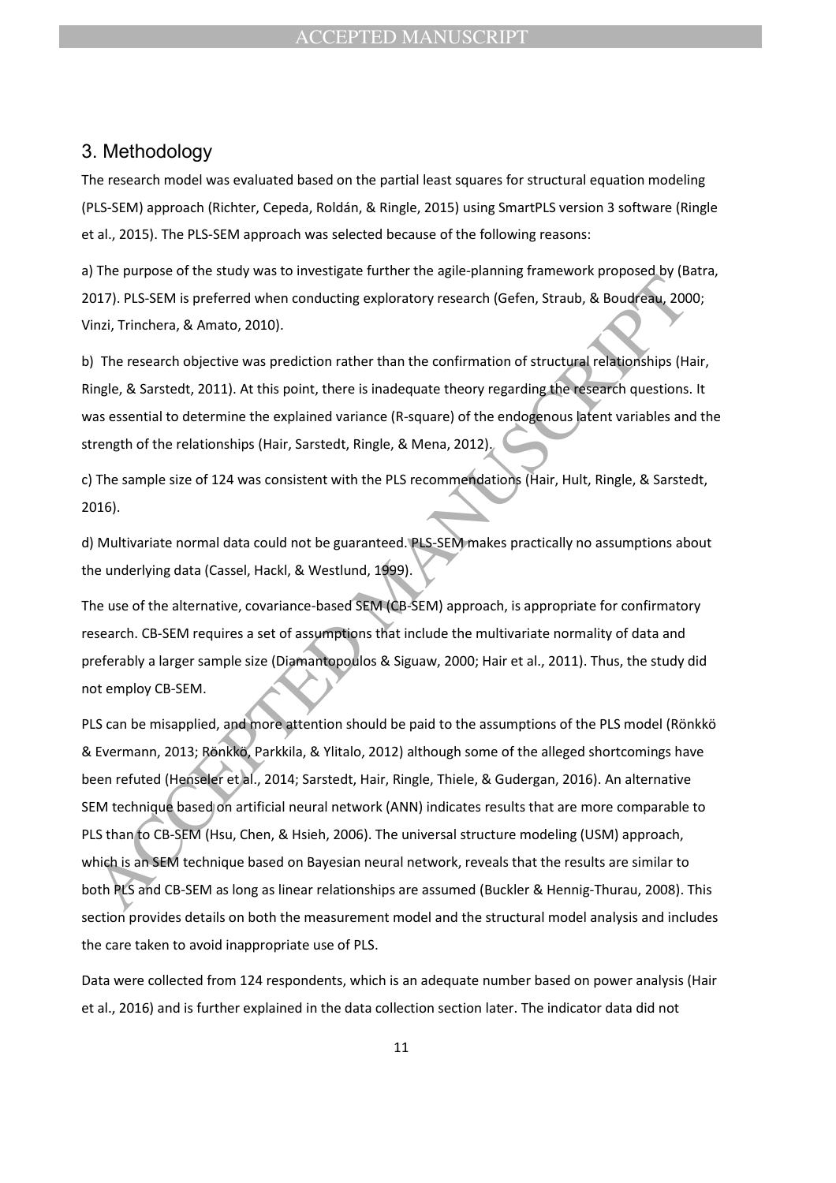## 3. Methodology

The research model was evaluated based on the partial least squares for structural equation modeling (PLS-SEM) approach (Richter, Cepeda, Roldán, & Ringle, 2015) using SmartPLS version 3 software (Ringle et al., 2015). The PLS-SEM approach was selected because of the following reasons:

a) The purpose of the study was to investigate further the agile-planning framework proposed by (Batra, 2017). PLS-SEM is preferred when conducting exploratory research (Gefen, Straub, & Boudreau, 2000; Vinzi, Trinchera, & Amato, 2010).

b) The research objective was prediction rather than the confirmation of structural relationships (Hair, Ringle, & Sarstedt, 2011). At this point, there is inadequate theory regarding the research questions. It was essential to determine the explained variance (R-square) of the endogenous latent variables and the strength of the relationships (Hair, Sarstedt, Ringle, & Mena, 2012).

c) The sample size of 124 was consistent with the PLS recommendations (Hair, Hult, Ringle, & Sarstedt, 2016).

d) Multivariate normal data could not be guaranteed. PLS-SEM makes practically no assumptions about the underlying data (Cassel, Hackl, & Westlund, 1999).

The use of the alternative, covariance-based SEM (CB-SEM) approach, is appropriate for confirmatory research. CB-SEM requires a set of assumptions that include the multivariate normality of data and preferably a larger sample size (Diamantopoulos & Siguaw, 2000; Hair et al., 2011). Thus, the study did not employ CB-SEM.

PLS can be misapplied, and more attention should be paid to the assumptions of the PLS model (Rönkkö & Evermann, 2013; Rönkkö, Parkkila, & Ylitalo, 2012) although some of the alleged shortcomings have been refuted (Henseler et al., 2014; Sarstedt, Hair, Ringle, Thiele, & Gudergan, 2016). An alternative SEM technique based on artificial neural network (ANN) indicates results that are more comparable to PLS than to CB-SEM (Hsu, Chen, & Hsieh, 2006). The universal structure modeling (USM) approach, which is an SEM technique based on Bayesian neural network, reveals that the results are similar to both PLS and CB-SEM as long as linear relationships are assumed (Buckler & Hennig-Thurau, 2008). This section provides details on both the measurement model and the structural model analysis and includes the care taken to avoid inappropriate use of PLS.

Data were collected from 124 respondents, which is an adequate number based on power analysis (Hair et al., 2016) and is further explained in the data collection section later. The indicator data did not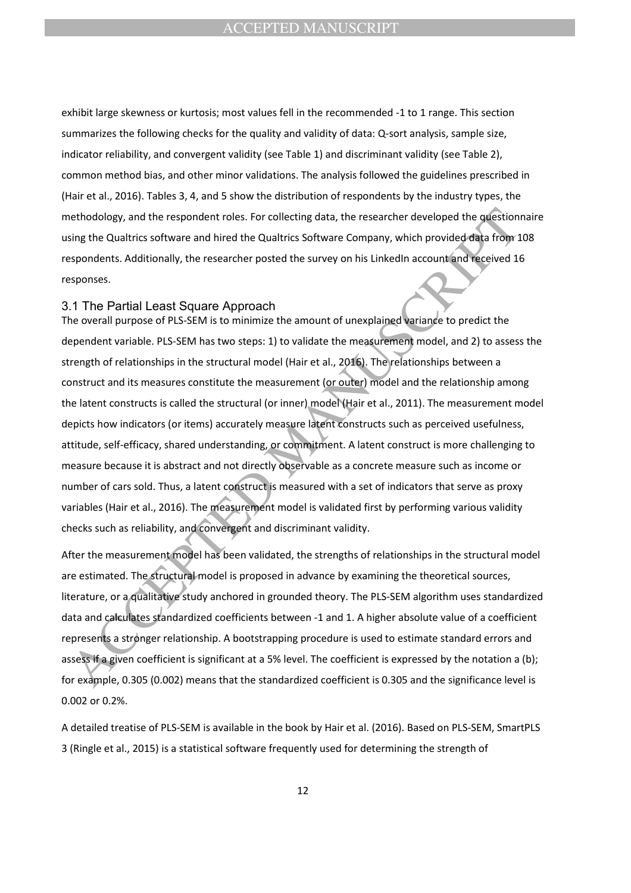exhibit large skewness or kurtosis; most values fell in the recommended -1 to 1 range. This section summarizes the following checks for the quality and validity of data: Q-sort analysis, sample size, indicator reliability, and convergent validity (see Table 1) and discriminant validity (see Table 2), common method bias, and other minor validations. The analysis followed the guidelines prescribed in (Hair et al., 2016). Tables 3, 4, and 5 show the distribution of respondents by the industry types, the methodology, and the respondent roles. For collecting data, the researcher developed the questionnaire using the Qualtrics software and hired the Qualtrics Software Company, which provided data from 108 respondents. Additionally, the researcher posted the survey on his LinkedIn account and received 16 responses.

### 3.1 The Partial Least Square Approach

The overall purpose of PLS-SEM is to minimize the amount of unexplained variance to predict the dependent variable. PLS-SEM has two steps: 1) to validate the measurement model, and 2) to assess the strength of relationships in the structural model (Hair et al., 2016). The relationships between a construct and its measures constitute the measurement (or outer) model and the relationship among the latent constructs is called the structural (or inner) model (Hair et al., 2011). The measurement model depicts how indicators (or items) accurately measure latent constructs such as perceived usefulness, attitude, self-efficacy, shared understanding, or commitment. A latent construct is more challenging to measure because it is abstract and not directly observable as a concrete measure such as income or number of cars sold. Thus, a latent construct is measured with a set of indicators that serve as proxy variables (Hair et al., 2016). The measurement model is validated first by performing various validity checks such as reliability, and convergent and discriminant validity.

After the measurement model has been validated, the strengths of relationships in the structural model are estimated. The structural model is proposed in advance by examining the theoretical sources, literature, or a qualitative study anchored in grounded theory. The PLS-SEM algorithm uses standardized data and calculates standardized coefficients between -1 and 1. A higher absolute value of a coefficient represents a stronger relationship. A bootstrapping procedure is used to estimate standard errors and assess if a given coefficient is significant at a 5% level. The coefficient is expressed by the notation a (b); for example, 0.305 (0.002) means that the standardized coefficient is 0.305 and the significance level is 0.002 or 0.2%.

A detailed treatise of PLS-SEM is available in the book by Hair et al. (2016). Based on PLS-SEM, SmartPLS 3 (Ringle et al., 2015) is a statistical software frequently used for determining the strength of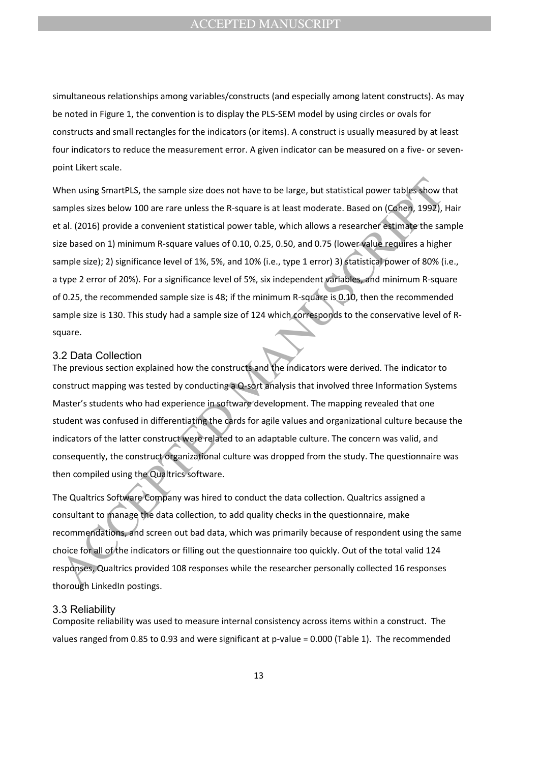simultaneous relationships among variables/constructs (and especially among latent constructs). As may be noted in Figure 1, the convention is to display the PLS-SEM model by using circles or ovals for constructs and small rectangles for the indicators (or items). A construct is usually measured by at least four indicators to reduce the measurement error. A given indicator can be measured on a five- or seven-point Likert scale.

When using SmartPLS, the sample size does not have to be large, but statistical power tables show that samples sizes below 100 are rare unless the R-square is at least moderate. Based on (Cohen, 1992), Hair et al. (2016) provide a convenient statistical power table, which allows a researcher estimate the sample size based on 1) minimum R-square values of 0.10, 0.25, 0.50, and 0.75 (lower value requires a higher sample size); 2) significance level of 1%, 5%, and 10% (i.e., type 1 error) 3) statistical power of 80% (i.e., a type 2 error of 20%). For a significance level of 5%, six independent variables, and minimum R-square of 0.25, the recommended sample size is 48; if the minimum R-square is 0.10, then the recommended sample size is 130. This study had a sample size of 124 which corresponds to the conservative level of R-square.

### 3.2 Data Collection

The previous section explained how the constructs and the indicators were derived. The indicator to construct mapping was tested by conducting a Q-sort analysis that involved three Information Systems Master's students who had experience in software development. The mapping revealed that one student was confused in differentiating the cards for agile values and organizational culture because the indicators of the latter construct were related to an adaptable culture. The concern was valid, and consequently, the construct organizational culture was dropped from the study. The questionnaire was then compiled using the Qualtrics software.

The Qualtrics Software Company was hired to conduct the data collection. Qualtrics assigned a consultant to manage the data collection, to add quality checks in the questionnaire, make recommendations, and screen out bad data, which was primarily because of respondent using the same choice for all of the indicators or filling out the questionnaire too quickly. Out of the total valid 124 responses, Qualtrics provided 108 responses while the researcher personally collected 16 responses thorough LinkedIn postings.

### 3.3 Reliability

Composite reliability was used to measure internal consistency across items within a construct. The values ranged from 0.85 to 0.93 and were significant at p-value = 0.000 (Table 1). The recommended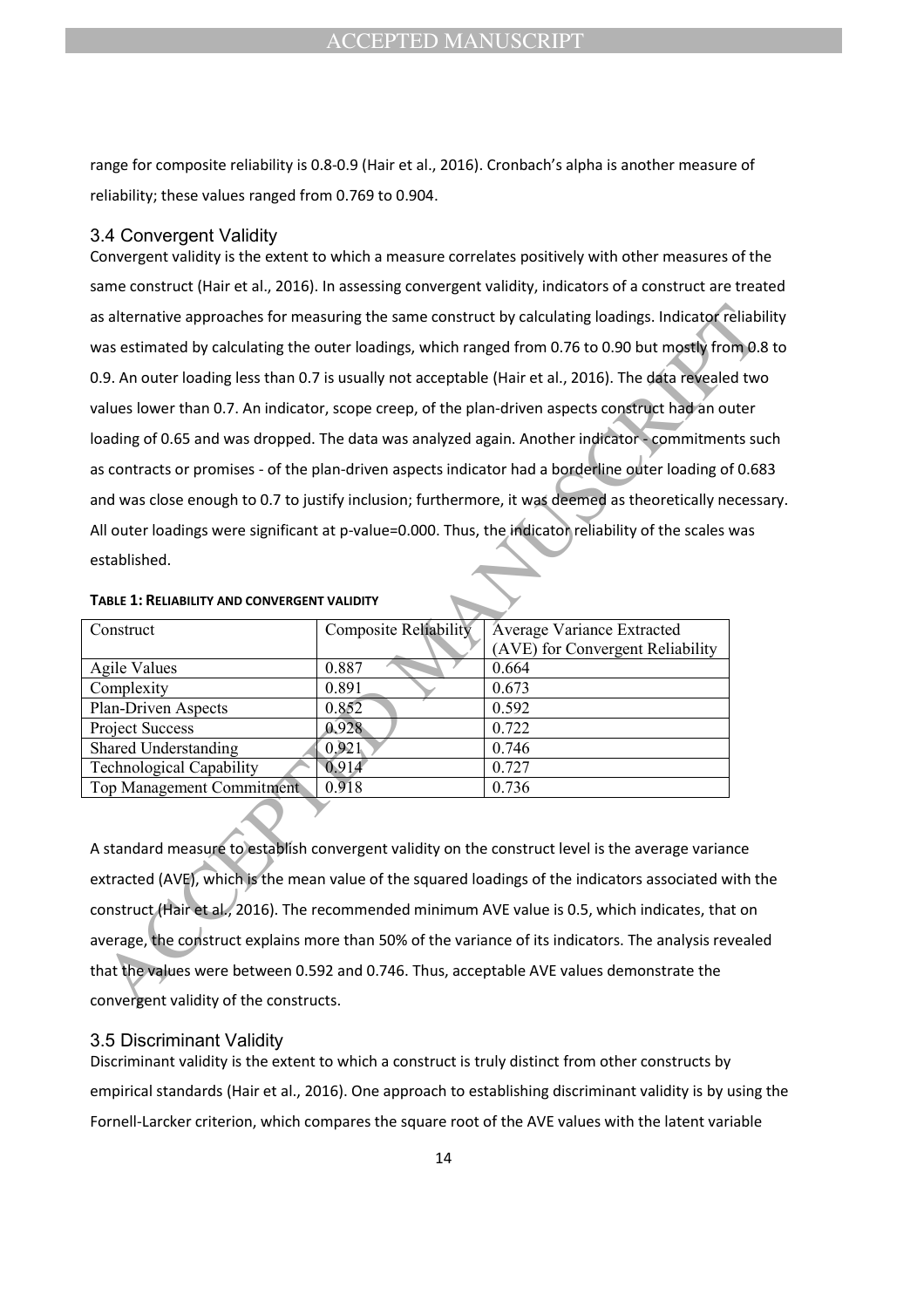range for composite reliability is 0.8-0.9 (Hair et al., 2016). Cronbach's alpha is another measure of reliability; these values ranged from 0.769 to 0.904.

### 3.4 Convergent Validity

Convergent validity is the extent to which a measure correlates positively with other measures of the same construct (Hair et al., 2016). In assessing convergent validity, indicators of a construct are treated as alternative approaches for measuring the same construct by calculating loadings. Indicator reliability was estimated by calculating the outer loadings, which ranged from 0.76 to 0.90 but mostly from 0.8 to 0.9. An outer loading less than 0.7 is usually not acceptable (Hair et al., 2016). The data revealed two values lower than 0.7. An indicator, scope creep, of the plan-driven aspects construct had an outer loading of 0.65 and was dropped. The data was analyzed again. Another indicator - commitments such as contracts or promises - of the plan-driven aspects indicator had a borderline outer loading of 0.683 and was close enough to 0.7 to justify inclusion; furthermore, it was deemed as theoretically necessary. All outer loadings were significant at p-value=0.000. Thus, the indicator reliability of the scales was established.

**TABLE 1: RELIABILITY AND CONVERGENT VALIDITY**

| Construct | Composite Reliability | Average Variance Extracted (AVE) for Convergent Reliability |
|---|---|---|
| Agile Values | 0.887 | 0.664 |
| Complexity | 0.891 | 0.673 |
| Plan-Driven Aspects | 0.852 | 0.592 |
| Project Success | 0.928 | 0.722 |
| Shared Understanding | 0.921 | 0.746 |
| Technological Capability | 0.914 | 0.727 |
| Top Management Commitment | 0.918 | 0.736 |

A standard measure to establish convergent validity on the construct level is the average variance extracted (AVE), which is the mean value of the squared loadings of the indicators associated with the construct (Hair et al., 2016). The recommended minimum AVE value is 0.5, which indicates, that on average, the construct explains more than 50% of the variance of its indicators. The analysis revealed that the values were between 0.592 and 0.746. Thus, acceptable AVE values demonstrate the convergent validity of the constructs.

### 3.5 Discriminant Validity

Discriminant validity is the extent to which a construct is truly distinct from other constructs by empirical standards (Hair et al., 2016). One approach to establishing discriminant validity is by using the Fornell-Larcker criterion, which compares the square root of the AVE values with the latent variable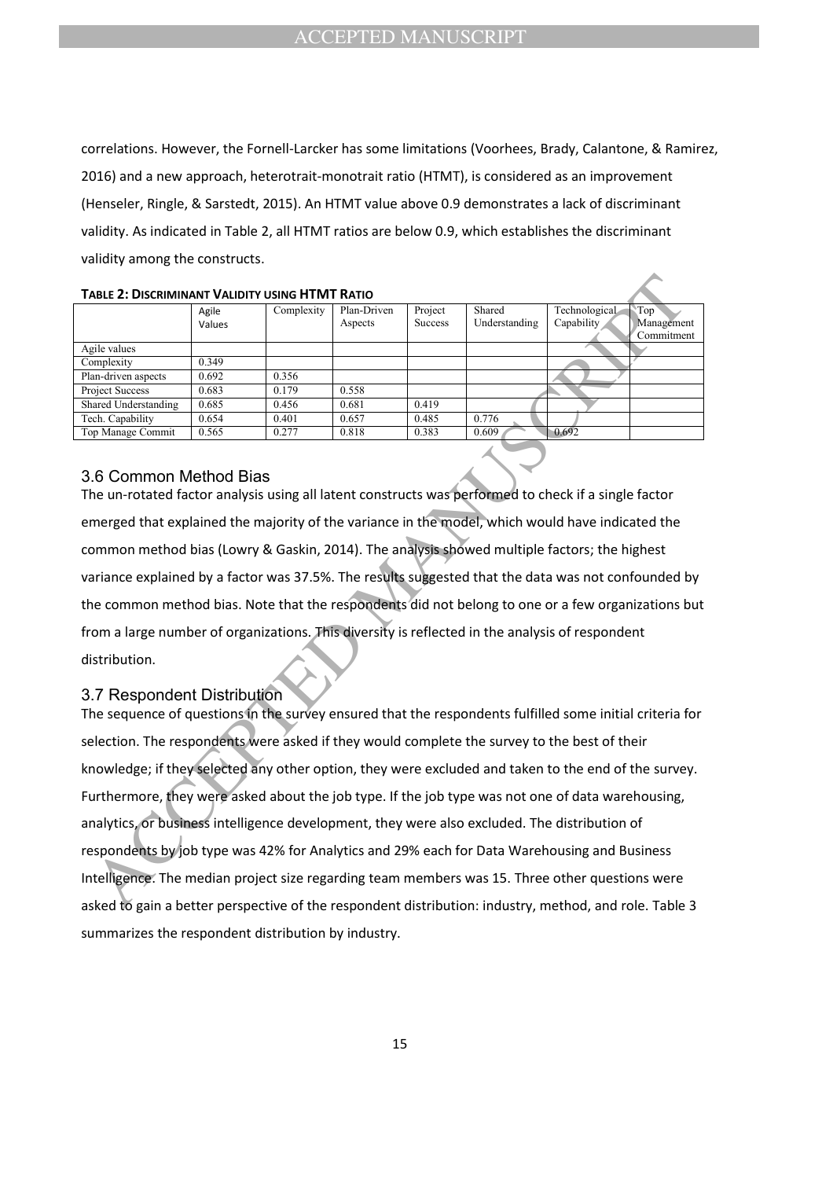correlations. However, the Fornell-Larcker has some limitations (Voorhees, Brady, Calantone, & Ramirez, 2016) and a new approach, heterotrait-monotrait ratio (HTMT), is considered as an improvement (Henseler, Ringle, & Sarstedt, 2015). An HTMT value above 0.9 demonstrates a lack of discriminant validity. As indicated in Table 2, all HTMT ratios are below 0.9, which establishes the discriminant validity among the constructs.

**TABLE 2: DISCRIMINANT VALIDITY USING HTMT RATIO**

| | Agile Values | Complexity | Plan-Driven Aspects | Project Success | Shared Understanding | Technological Capability | Top Management Commitment |
|---|---|---|---|---|---|---|---|
| Agile values | | | | | | | |
| Complexity | 0.349 | | | | | | |
| Plan-driven aspects | 0.692 | 0.356 | | | | | |
| Project Success | 0.683 | 0.179 | 0.558 | | | | |
| Shared Understanding | 0.685 | 0.456 | 0.681 | 0.419 | | | |
| Tech. Capability | 0.654 | 0.401 | 0.657 | 0.485 | 0.776 | | |
| Top Manage Commit | 0.565 | 0.277 | 0.818 | 0.383 | 0.609 | 0.692 | |

### 3.6 Common Method Bias

The un-rotated factor analysis using all latent constructs was performed to check if a single factor emerged that explained the majority of the variance in the model, which would have indicated the common method bias (Lowry & Gaskin, 2014). The analysis showed multiple factors; the highest variance explained by a factor was 37.5%. The results suggested that the data was not confounded by the common method bias. Note that the respondents did not belong to one or a few organizations but from a large number of organizations. This diversity is reflected in the analysis of respondent distribution.

### 3.7 Respondent Distribution

The sequence of questions in the survey ensured that the respondents fulfilled some initial criteria for selection. The respondents were asked if they would complete the survey to the best of their knowledge; if they selected any other option, they were excluded and taken to the end of the survey. Furthermore, they were asked about the job type. If the job type was not one of data warehousing, analytics, or business intelligence development, they were also excluded. The distribution of respondents by job type was 42% for Analytics and 29% each for Data Warehousing and Business Intelligence. The median project size regarding team members was 15. Three other questions were asked to gain a better perspective of the respondent distribution: industry, method, and role. Table 3 summarizes the respondent distribution by industry.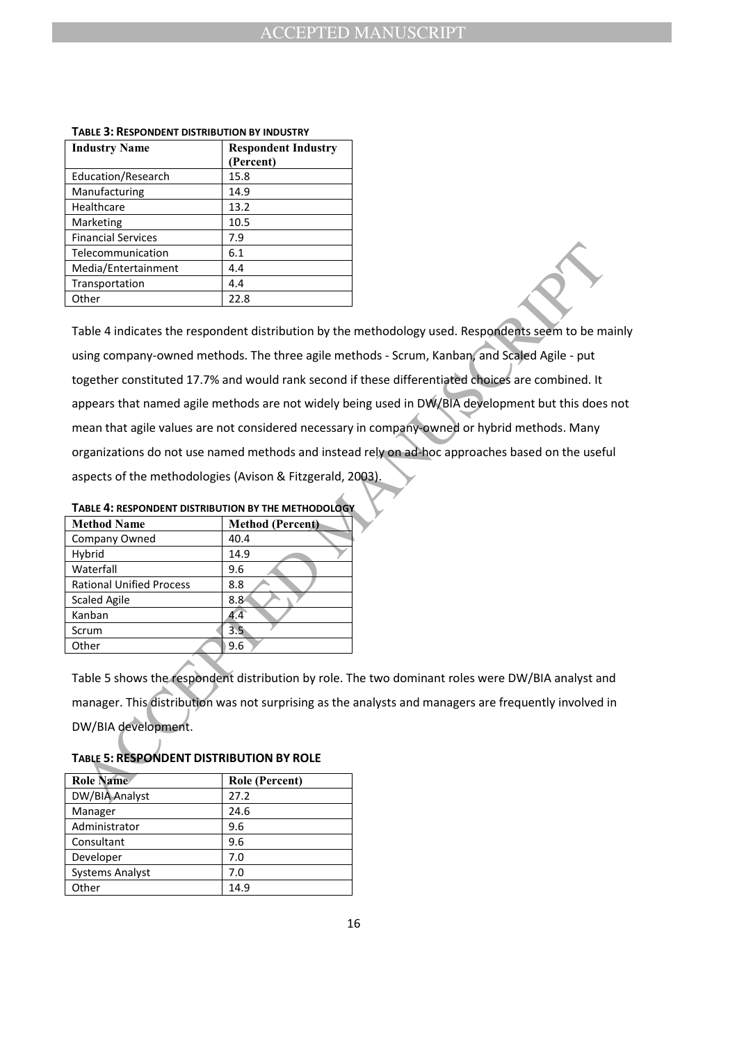**Table 3: Respondent distribution by industry**

| Industry Name | Respondent Industry (Percent) |
|---|---|
| Education/Research | 15.8 |
| Manufacturing | 14.9 |
| Healthcare | 13.2 |
| Marketing | 10.5 |
| Financial Services | 7.9 |
| Telecommunication | 6.1 |
| Media/Entertainment | 4.4 |
| Transportation | 4.4 |
| Other | 22.8 |

Table 4 indicates the respondent distribution by the methodology used. Respondents seem to be mainly using company-owned methods. The three agile methods - Scrum, Kanban, and Scaled Agile - put together constituted 17.7% and would rank second if these differentiated choices are combined. It appears that named agile methods are not widely being used in DW/BIA development but this does not mean that agile values are not considered necessary in company-owned or hybrid methods. Many organizations do not use named methods and instead rely on ad-hoc approaches based on the useful aspects of the methodologies (Avison & Fitzgerald, 2003).

**Table 4: Respondent distribution by the methodology**

| Method Name | Method (Percent) |
|---|---|
| Company Owned | 40.4 |
| Hybrid | 14.9 |
| Waterfall | 9.6 |
| Rational Unified Process | 8.8 |
| Scaled Agile | 8.8 |
| Kanban | 4.4 |
| Scrum | 3.5 |
| Other | 9.6 |

Table 5 shows the respondent distribution by role. The two dominant roles were DW/BIA analyst and manager. This distribution was not surprising as the analysts and managers are frequently involved in DW/BIA development.

**Table 5: Respondent distribution by role**

| Role Name | Role (Percent) |
|---|---|
| DW/BIA Analyst | 27.2 |
| Manager | 24.6 |
| Administrator | 9.6 |
| Consultant | 9.6 |
| Developer | 7.0 |
| Systems Analyst | 7.0 |
| Other | 14.9 |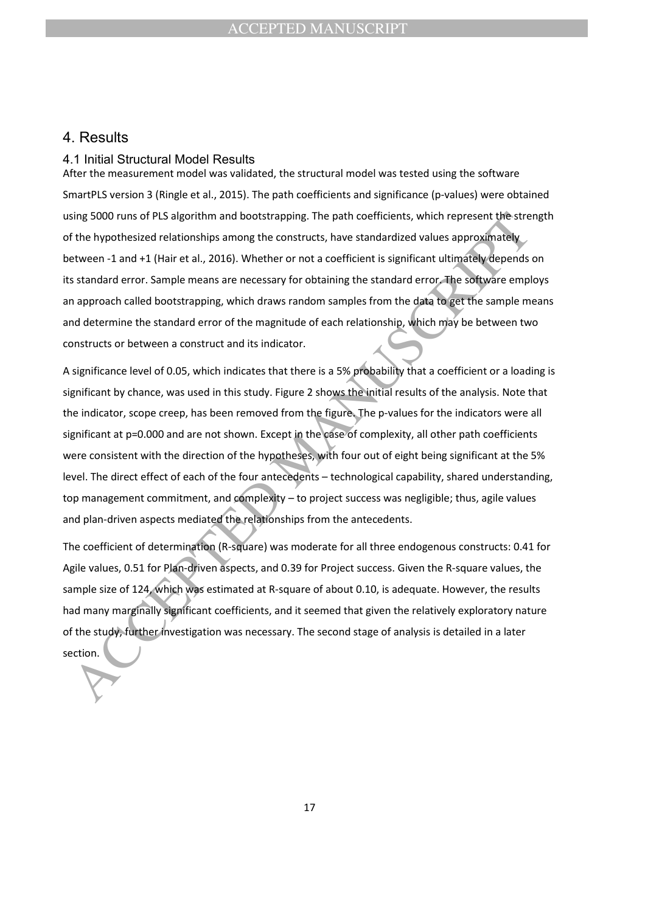# 4. Results

## 4.1 Initial Structural Model Results

After the measurement model was validated, the structural model was tested using the software SmartPLS version 3 (Ringle et al., 2015). The path coefficients and significance (p-values) were obtained using 5000 runs of PLS algorithm and bootstrapping. The path coefficients, which represent the strength of the hypothesized relationships among the constructs, have standardized values approximately between -1 and +1 (Hair et al., 2016). Whether or not a coefficient is significant ultimately depends on its standard error. Sample means are necessary for obtaining the standard error. The software employs an approach called bootstrapping, which draws random samples from the data to get the sample means and determine the standard error of the magnitude of each relationship, which may be between two constructs or between a construct and its indicator.

A significance level of 0.05, which indicates that there is a 5% probability that a coefficient or a loading is significant by chance, was used in this study. Figure 2 shows the initial results of the analysis. Note that the indicator, scope creep, has been removed from the figure. The p-values for the indicators were all significant at p=0.000 and are not shown. Except in the case of complexity, all other path coefficients were consistent with the direction of the hypotheses, with four out of eight being significant at the 5% level. The direct effect of each of the four antecedents – technological capability, shared understanding, top management commitment, and complexity – to project success was negligible; thus, agile values and plan-driven aspects mediated the relationships from the antecedents.

The coefficient of determination (R-square) was moderate for all three endogenous constructs: 0.41 for Agile values, 0.51 for Plan-driven aspects, and 0.39 for Project success. Given the R-square values, the sample size of 124, which was estimated at R-square of about 0.10, is adequate. However, the results had many marginally significant coefficients, and it seemed that given the relatively exploratory nature of the study, further investigation was necessary. The second stage of analysis is detailed in a later section.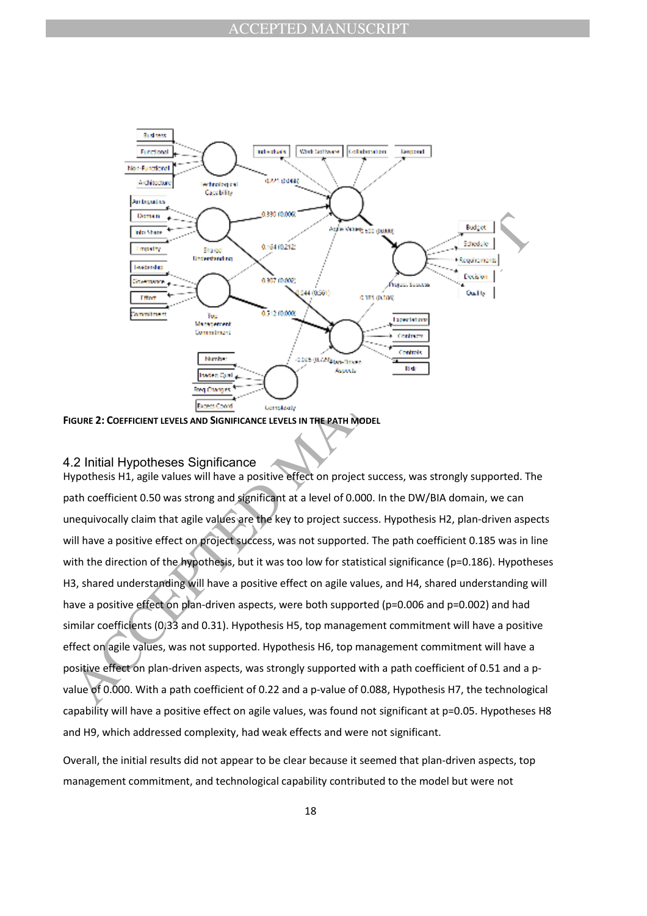**FIGURE 2: COEFFICIENT LEVELS AND SIGNIFICANCE LEVELS IN THE PATH MODEL**

### 4.2 Initial Hypotheses Significance

Hypothesis H1, agile values will have a positive effect on project success, was strongly supported. The path coefficient 0.50 was strong and significant at a level of 0.000. In the DW/BIA domain, we can unequivocally claim that agile values are the key to project success. Hypothesis H2, plan-driven aspects will have a positive effect on project success, was not supported. The path coefficient 0.185 was in line with the direction of the hypothesis, but it was too low for statistical significance (p=0.186). Hypotheses H3, shared understanding will have a positive effect on agile values, and H4, shared understanding will have a positive effect on plan-driven aspects, were both supported (p=0.006 and p=0.002) and had similar coefficients (0.33 and 0.31). Hypothesis H5, top management commitment will have a positive effect on agile values, was not supported. Hypothesis H6, top management commitment will have a positive effect on plan-driven aspects, was strongly supported with a path coefficient of 0.51 and a p-value of 0.000. With a path coefficient of 0.22 and a p-value of 0.088, Hypothesis H7, the technological capability will have a positive effect on agile values, was found not significant at p=0.05. Hypotheses H8 and H9, which addressed complexity, had weak effects and were not significant.

Overall, the initial results did not appear to be clear because it seemed that plan-driven aspects, top management commitment, and technological capability contributed to the model but were not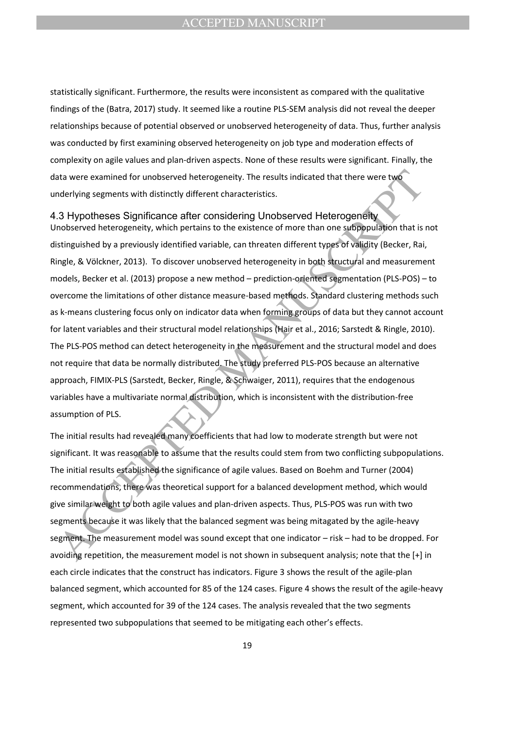statistically significant. Furthermore, the results were inconsistent as compared with the qualitative findings of the (Batra, 2017) study. It seemed like a routine PLS-SEM analysis did not reveal the deeper relationships because of potential observed or unobserved heterogeneity of data. Thus, further analysis was conducted by first examining observed heterogeneity on job type and moderation effects of complexity on agile values and plan-driven aspects. None of these results were significant. Finally, the data were examined for unobserved heterogeneity. The results indicated that there were two underlying segments with distinctly different characteristics.

### 4.3 Hypotheses Significance after considering Unobserved Heterogeneity

Unobserved heterogeneity, which pertains to the existence of more than one subpopulation that is not distinguished by a previously identified variable, can threaten different types of validity (Becker, Rai, Ringle, & Völckner, 2013). To discover unobserved heterogeneity in both structural and measurement models, Becker et al. (2013) propose a new method – prediction-oriented segmentation (PLS-POS) – to overcome the limitations of other distance measure-based methods. Standard clustering methods such as k-means clustering focus only on indicator data when forming groups of data but they cannot account for latent variables and their structural model relationships (Hair et al., 2016; Sarstedt & Ringle, 2010). The PLS-POS method can detect heterogeneity in the measurement and the structural model and does not require that data be normally distributed. The study preferred PLS-POS because an alternative approach, FIMIX-PLS (Sarstedt, Becker, Ringle, & Schwaiger, 2011), requires that the endogenous variables have a multivariate normal distribution, which is inconsistent with the distribution-free assumption of PLS.

The initial results had revealed many coefficients that had low to moderate strength but were not significant. It was reasonable to assume that the results could stem from two conflicting subpopulations. The initial results established the significance of agile values. Based on Boehm and Turner (2004) recommendations, there was theoretical support for a balanced development method, which would give similar weight to both agile values and plan-driven aspects. Thus, PLS-POS was run with two segments because it was likely that the balanced segment was being mitagated by the agile-heavy segment. The measurement model was sound except that one indicator – risk – had to be dropped. For avoiding repetition, the measurement model is not shown in subsequent analysis; note that the [+] in each circle indicates that the construct has indicators. Figure 3 shows the result of the agile-plan balanced segment, which accounted for 85 of the 124 cases. Figure 4 shows the result of the agile-heavy segment, which accounted for 39 of the 124 cases. The analysis revealed that the two segments represented two subpopulations that seemed to be mitigating each other's effects.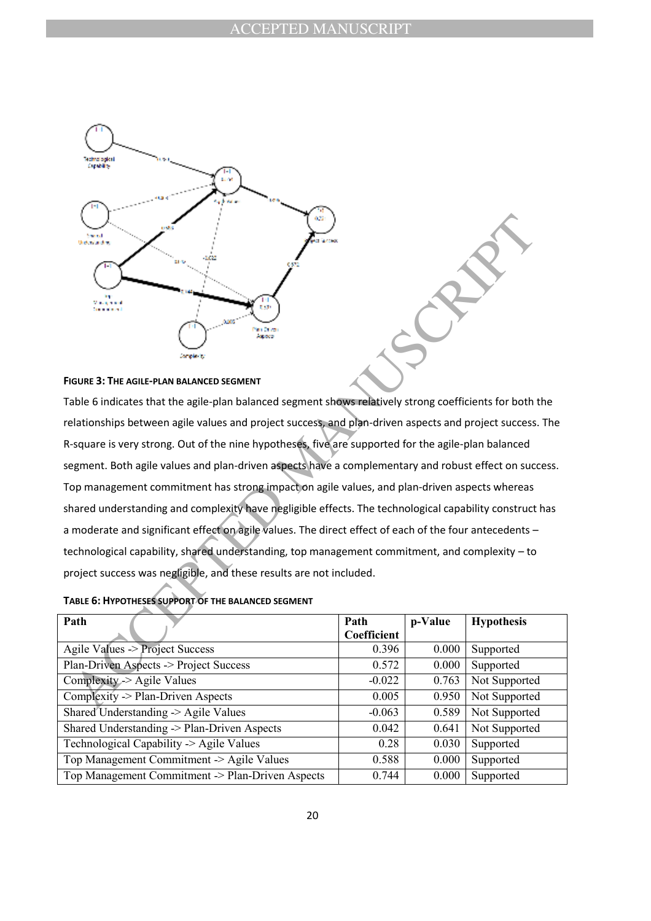**FIGURE 3: THE AGILE-PLAN BALANCED SEGMENT**

Table 6 indicates that the agile-plan balanced segment shows relatively strong coefficients for both the relationships between agile values and project success, and plan-driven aspects and project success. The R-square is very strong. Out of the nine hypotheses, five are supported for the agile-plan balanced segment. Both agile values and plan-driven aspects have a complementary and robust effect on success. Top management commitment has strong impact on agile values, and plan-driven aspects whereas shared understanding and complexity have negligible effects. The technological capability construct has a moderate and significant effect on agile values. The direct effect of each of the four antecedents – technological capability, shared understanding, top management commitment, and complexity – to project success was negligible, and these results are not included.

**TABLE 6: HYPOTHESES SUPPORT OF THE BALANCED SEGMENT**

| Path | Path Coefficient | p-Value | Hypothesis |
|---|---|---|---|
| Agile Values -> Project Success | 0.396 | 0.000 | Supported |
| Plan-Driven Aspects -> Project Success | 0.572 | 0.000 | Supported |
| Complexity -> Agile Values | -0.022 | 0.763 | Not Supported |
| Complexity -> Plan-Driven Aspects | 0.005 | 0.950 | Not Supported |
| Shared Understanding -> Agile Values | -0.063 | 0.589 | Not Supported |
| Shared Understanding -> Plan-Driven Aspects | 0.042 | 0.641 | Not Supported |
| Technological Capability -> Agile Values | 0.28 | 0.030 | Supported |
| Top Management Commitment -> Agile Values | 0.588 | 0.000 | Supported |
| Top Management Commitment -> Plan-Driven Aspects | 0.744 | 0.000 | Supported |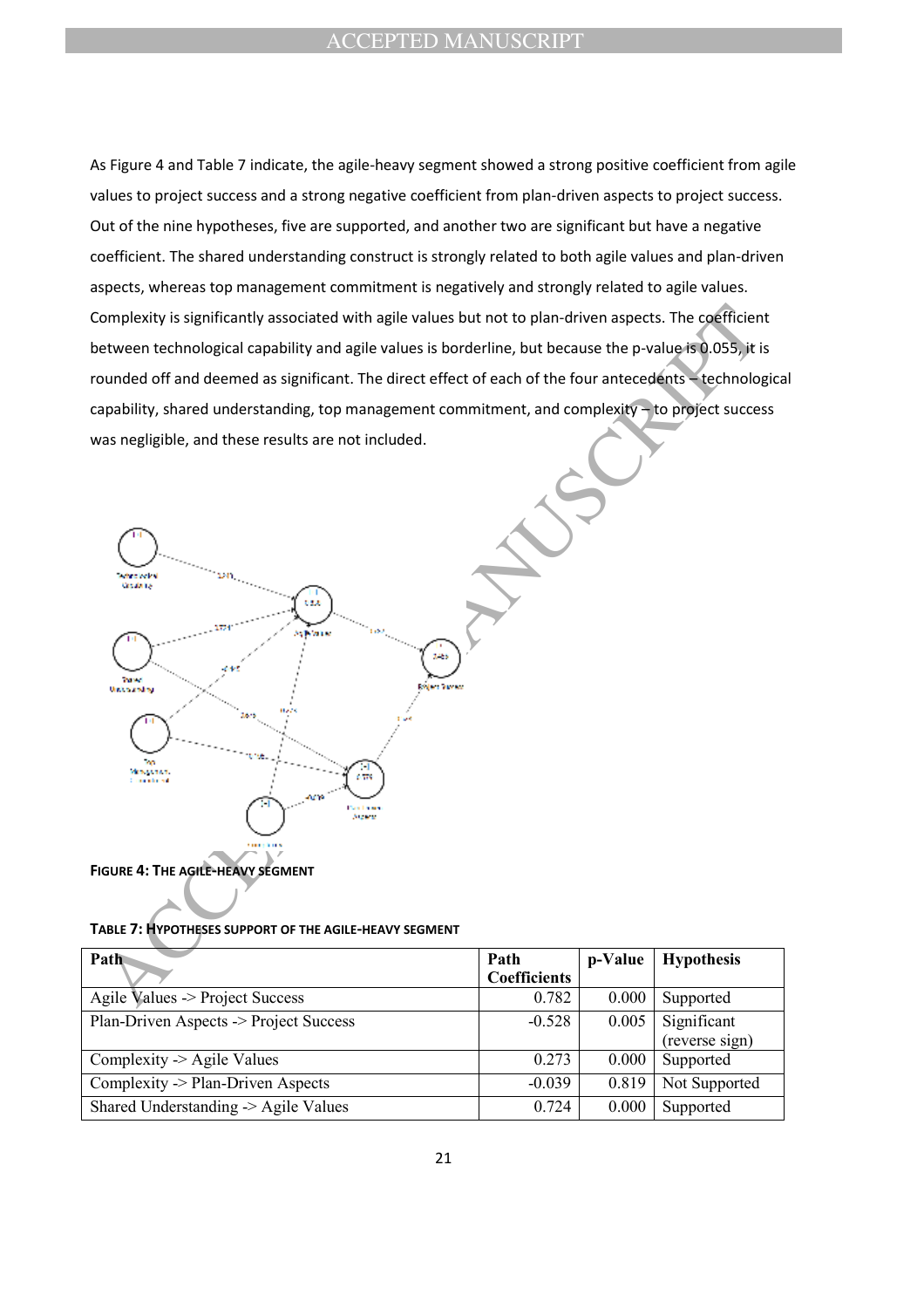As Figure 4 and Table 7 indicate, the agile-heavy segment showed a strong positive coefficient from agile values to project success and a strong negative coefficient from plan-driven aspects to project success. Out of the nine hypotheses, five are supported, and another two are significant but have a negative coefficient. The shared understanding construct is strongly related to both agile values and plan-driven aspects, whereas top management commitment is negatively and strongly related to agile values. Complexity is significantly associated with agile values but not to plan-driven aspects. The coefficient between technological capability and agile values is borderline, but because the p-value is 0.055, it is rounded off and deemed as significant. The direct effect of each of the four antecedents – technological capability, shared understanding, top management commitment, and complexity – to project success was negligible, and these results are not included.

**FIGURE 4: THE AGILE-HEAVY SEGMENT**

**TABLE 7: HYPOTHESES SUPPORT OF THE AGILE-HEAVY SEGMENT**

| Path | Path Coefficients | p-Value | Hypothesis |
|---|---|---|---|
| Agile Values -> Project Success | 0.782 | 0.000 | Supported |
| Plan-Driven Aspects -> Project Success | -0.528 | 0.005 | Significant (reverse sign) |
| Complexity -> Agile Values | 0.273 | 0.000 | Supported |
| Complexity -> Plan-Driven Aspects | -0.039 | 0.819 | Not Supported |
| Shared Understanding -> Agile Values | 0.724 | 0.000 | Supported |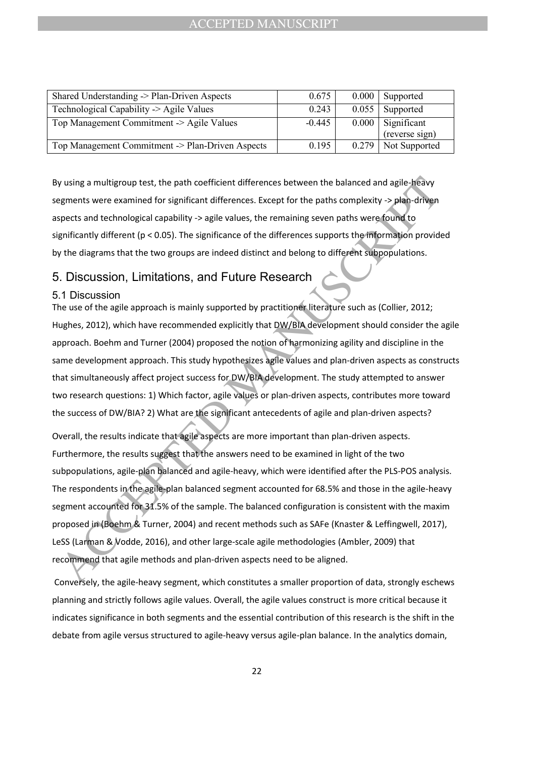| Shared Understanding -> Plan-Driven Aspects | 0.675 | 0.000 | Supported |
|---|---|---|---|
| Technological Capability -> Agile Values | 0.243 | 0.055 | Supported |
| Top Management Commitment -> Agile Values | -0.445 | 0.000 | Significant (reverse sign) |
| Top Management Commitment -> Plan-Driven Aspects | 0.195 | 0.279 | Not Supported |

By using a multigroup test, the path coefficient differences between the balanced and agile-heavy segments were examined for significant differences. Except for the paths complexity -> plan-driven aspects and technological capability -> agile values, the remaining seven paths were found to significantly different ($p < 0.05$). The significance of the differences supports the information provided by the diagrams that the two groups are indeed distinct and belong to different subpopulations.

## 5. Discussion, Limitations, and Future Research

### 5.1 Discussion

The use of the agile approach is mainly supported by practitioner literature such as (Collier, 2012; Hughes, 2012), which have recommended explicitly that DW/BIA development should consider the agile approach. Boehm and Turner (2004) proposed the notion of harmonizing agility and discipline in the same development approach. This study hypothesizes agile values and plan-driven aspects as constructs that simultaneously affect project success for DW/BIA development. The study attempted to answer two research questions: 1) Which factor, agile values or plan-driven aspects, contributes more toward the success of DW/BIA? 2) What are the significant antecedents of agile and plan-driven aspects?

Overall, the results indicate that agile aspects are more important than plan-driven aspects. Furthermore, the results suggest that the answers need to be examined in light of the two subpopulations, agile-plan balanced and agile-heavy, which were identified after the PLS-POS analysis. The respondents in the agile-plan balanced segment accounted for 68.5% and those in the agile-heavy segment accounted for 31.5% of the sample. The balanced configuration is consistent with the maxim proposed in (Boehm & Turner, 2004) and recent methods such as SAFe (Knaster & Leffingwell, 2017), LeSS (Larman & Vodde, 2016), and other large-scale agile methodologies (Ambler, 2009) that recommend that agile methods and plan-driven aspects need to be aligned.

Conversely, the agile-heavy segment, which constitutes a smaller proportion of data, strongly eschews planning and strictly follows agile values. Overall, the agile values construct is more critical because it indicates significance in both segments and the essential contribution of this research is the shift in the debate from agile versus structured to agile-heavy versus agile-plan balance. In the analytics domain,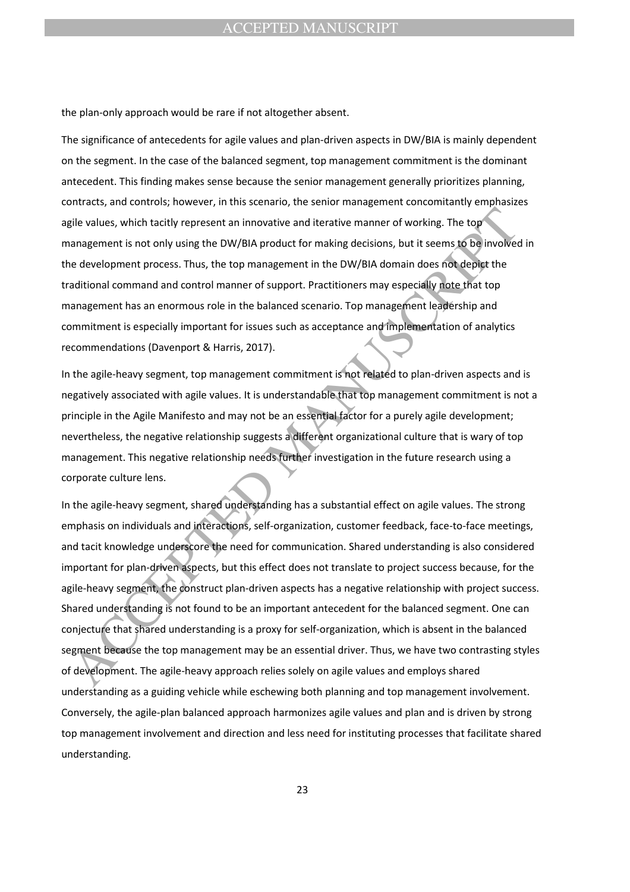the plan-only approach would be rare if not altogether absent.

The significance of antecedents for agile values and plan-driven aspects in DW/BIA is mainly dependent on the segment. In the case of the balanced segment, top management commitment is the dominant antecedent. This finding makes sense because the senior management generally prioritizes planning, contracts, and controls; however, in this scenario, the senior management concomitantly emphasizes agile values, which tacitly represent an innovative and iterative manner of working. The top management is not only using the DW/BIA product for making decisions, but it seems to be involved in the development process. Thus, the top management in the DW/BIA domain does not depict the traditional command and control manner of support. Practitioners may especially note that top management has an enormous role in the balanced scenario. Top management leadership and commitment is especially important for issues such as acceptance and implementation of analytics recommendations (Davenport & Harris, 2017).

In the agile-heavy segment, top management commitment is not related to plan-driven aspects and is negatively associated with agile values. It is understandable that top management commitment is not a principle in the Agile Manifesto and may not be an essential factor for a purely agile development; nevertheless, the negative relationship suggests a different organizational culture that is wary of top management. This negative relationship needs further investigation in the future research using a corporate culture lens.

In the agile-heavy segment, shared understanding has a substantial effect on agile values. The strong emphasis on individuals and interactions, self-organization, customer feedback, face-to-face meetings, and tacit knowledge underscore the need for communication. Shared understanding is also considered important for plan-driven aspects, but this effect does not translate to project success because, for the agile-heavy segment, the construct plan-driven aspects has a negative relationship with project success. Shared understanding is not found to be an important antecedent for the balanced segment. One can conjecture that shared understanding is a proxy for self-organization, which is absent in the balanced segment because the top management may be an essential driver. Thus, we have two contrasting styles of development. The agile-heavy approach relies solely on agile values and employs shared understanding as a guiding vehicle while eschewing both planning and top management involvement. Conversely, the agile-plan balanced approach harmonizes agile values and plan and is driven by strong top management involvement and direction and less need for instituting processes that facilitate shared understanding.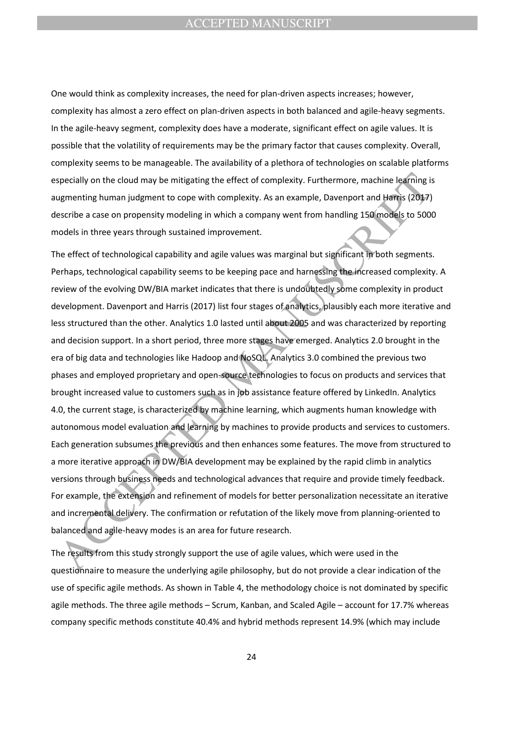One would think as complexity increases, the need for plan-driven aspects increases; however, complexity has almost a zero effect on plan-driven aspects in both balanced and agile-heavy segments. In the agile-heavy segment, complexity does have a moderate, significant effect on agile values. It is possible that the volatility of requirements may be the primary factor that causes complexity. Overall, complexity seems to be manageable. The availability of a plethora of technologies on scalable platforms especially on the cloud may be mitigating the effect of complexity. Furthermore, machine learning is augmenting human judgment to cope with complexity. As an example, Davenport and Harris (2017) describe a case on propensity modeling in which a company went from handling 150 models to 5000 models in three years through sustained improvement.

The effect of technological capability and agile values was marginal but significant in both segments. Perhaps, technological capability seems to be keeping pace and harnessing the increased complexity. A review of the evolving DW/BIA market indicates that there is undoubtedly some complexity in product development. Davenport and Harris (2017) list four stages of analytics, plausibly each more iterative and less structured than the other. Analytics 1.0 lasted until about 2005 and was characterized by reporting and decision support. In a short period, three more stages have emerged. Analytics 2.0 brought in the era of big data and technologies like Hadoop and NoSQL. Analytics 3.0 combined the previous two phases and employed proprietary and open-source technologies to focus on products and services that brought increased value to customers such as in job assistance feature offered by LinkedIn. Analytics 4.0, the current stage, is characterized by machine learning, which augments human knowledge with autonomous model evaluation and learning by machines to provide products and services to customers. Each generation subsumes the previous and then enhances some features. The move from structured to a more iterative approach in DW/BIA development may be explained by the rapid climb in analytics versions through business needs and technological advances that require and provide timely feedback. For example, the extension and refinement of models for better personalization necessitate an iterative and incremental delivery. The confirmation or refutation of the likely move from planning-oriented to balanced and agile-heavy modes is an area for future research.

The results from this study strongly support the use of agile values, which were used in the questionnaire to measure the underlying agile philosophy, but do not provide a clear indication of the use of specific agile methods. As shown in Table 4, the methodology choice is not dominated by specific agile methods. The three agile methods – Scrum, Kanban, and Scaled Agile – account for 17.7% whereas company specific methods constitute 40.4% and hybrid methods represent 14.9% (which may include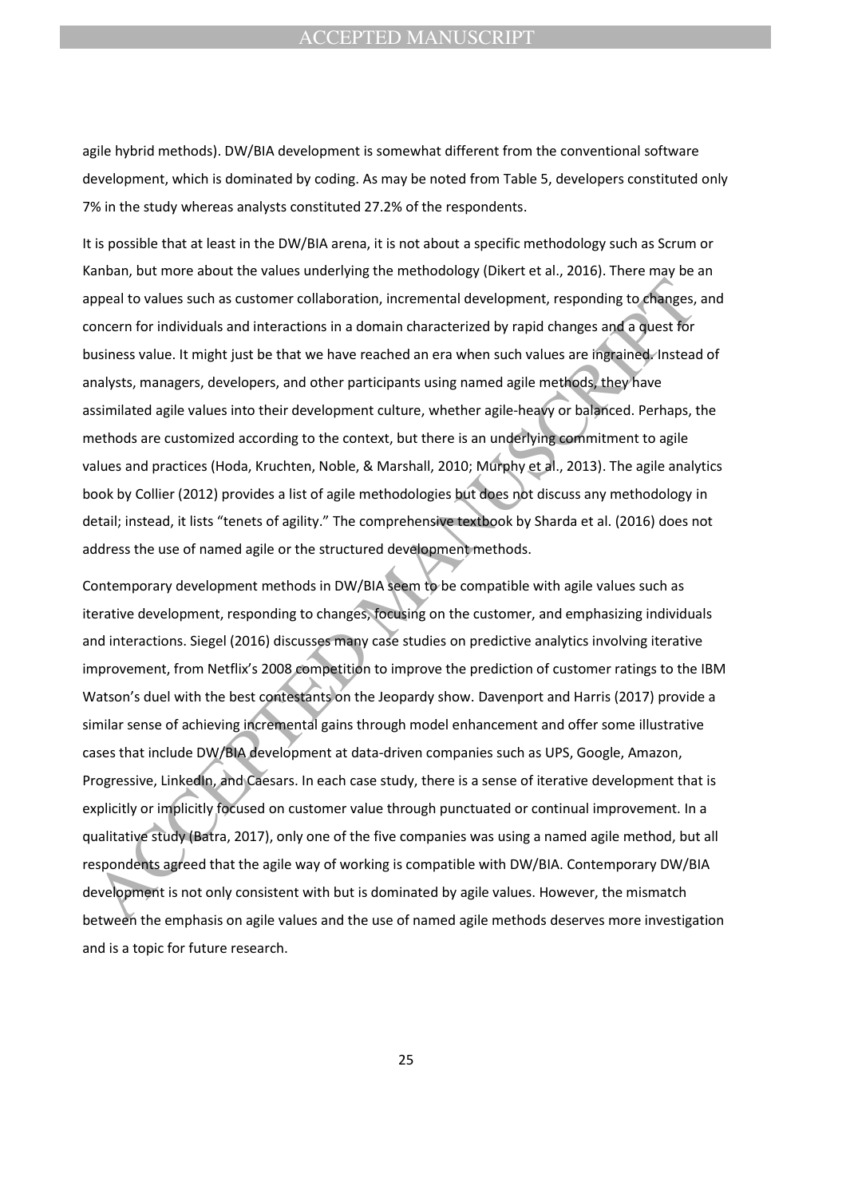agile hybrid methods). DW/BIA development is somewhat different from the conventional software development, which is dominated by coding. As may be noted from Table 5, developers constituted only 7% in the study whereas analysts constituted 27.2% of the respondents.

It is possible that at least in the DW/BIA arena, it is not about a specific methodology such as Scrum or Kanban, but more about the values underlying the methodology (Dikert et al., 2016). There may be an appeal to values such as customer collaboration, incremental development, responding to changes, and concern for individuals and interactions in a domain characterized by rapid changes and a quest for business value. It might just be that we have reached an era when such values are ingrained. Instead of analysts, managers, developers, and other participants using named agile methods, they have assimilated agile values into their development culture, whether agile-heavy or balanced. Perhaps, the methods are customized according to the context, but there is an underlying commitment to agile values and practices (Hoda, Kruchten, Noble, & Marshall, 2010; Murphy et al., 2013). The agile analytics book by Collier (2012) provides a list of agile methodologies but does not discuss any methodology in detail; instead, it lists "tenets of agility." The comprehensive textbook by Sharda et al. (2016) does not address the use of named agile or the structured development methods.

Contemporary development methods in DW/BIA seem to be compatible with agile values such as iterative development, responding to changes, focusing on the customer, and emphasizing individuals and interactions. Siegel (2016) discusses many case studies on predictive analytics involving iterative improvement, from Netflix's 2008 competition to improve the prediction of customer ratings to the IBM Watson's duel with the best contestants on the Jeopardy show. Davenport and Harris (2017) provide a similar sense of achieving incremental gains through model enhancement and offer some illustrative cases that include DW/BIA development at data-driven companies such as UPS, Google, Amazon, Progressive, LinkedIn, and Caesars. In each case study, there is a sense of iterative development that is explicitly or implicitly focused on customer value through punctuated or continual improvement. In a qualitative study (Batra, 2017), only one of the five companies was using a named agile method, but all respondents agreed that the agile way of working is compatible with DW/BIA. Contemporary DW/BIA development is not only consistent with but is dominated by agile values. However, the mismatch between the emphasis on agile values and the use of named agile methods deserves more investigation and is a topic for future research.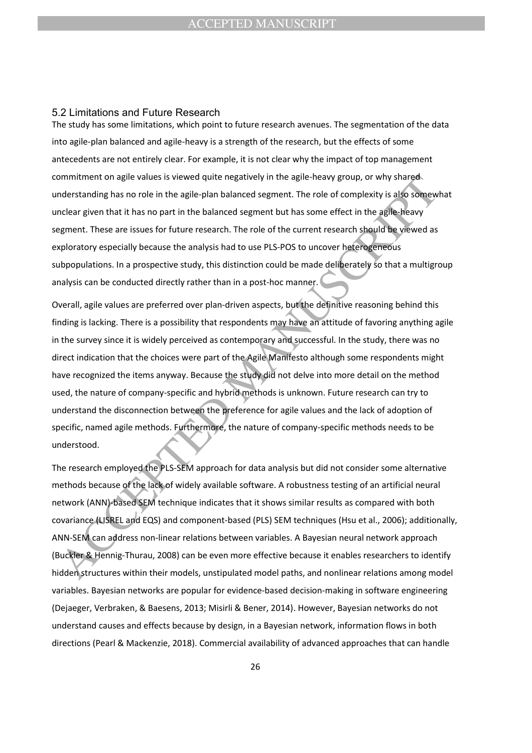## 5.2 Limitations and Future Research

The study has some limitations, which point to future research avenues. The segmentation of the data into agile-plan balanced and agile-heavy is a strength of the research, but the effects of some antecedents are not entirely clear. For example, it is not clear why the impact of top management commitment on agile values is viewed quite negatively in the agile-heavy group, or why shared understanding has no role in the agile-plan balanced segment. The role of complexity is also somewhat unclear given that it has no part in the balanced segment but has some effect in the agile-heavy segment. These are issues for future research. The role of the current research should be viewed as exploratory especially because the analysis had to use PLS-POS to uncover heterogeneous subpopulations. In a prospective study, this distinction could be made deliberately so that a multigroup analysis can be conducted directly rather than in a post-hoc manner.

Overall, agile values are preferred over plan-driven aspects, but the definitive reasoning behind this finding is lacking. There is a possibility that respondents may have an attitude of favoring anything agile in the survey since it is widely perceived as contemporary and successful. In the study, there was no direct indication that the choices were part of the Agile Manifesto although some respondents might have recognized the items anyway. Because the study did not delve into more detail on the method used, the nature of company-specific and hybrid methods is unknown. Future research can try to understand the disconnection between the preference for agile values and the lack of adoption of specific, named agile methods. Furthermore, the nature of company-specific methods needs to be understood.

The research employed the PLS-SEM approach for data analysis but did not consider some alternative methods because of the lack of widely available software. A robustness testing of an artificial neural network (ANN)-based SEM technique indicates that it shows similar results as compared with both covariance (LISREL and EQS) and component-based (PLS) SEM techniques (Hsu et al., 2006); additionally, ANN-SEM can address non-linear relations between variables. A Bayesian neural network approach (Buckler & Hennig-Thurau, 2008) can be even more effective because it enables researchers to identify hidden structures within their models, unstipulated model paths, and nonlinear relations among model variables. Bayesian networks are popular for evidence-based decision-making in software engineering (Dejaeger, Verbraken, & Baesens, 2013; Misirli & Bener, 2014). However, Bayesian networks do not understand causes and effects because by design, in a Bayesian network, information flows in both directions (Pearl & Mackenzie, 2018). Commercial availability of advanced approaches that can handle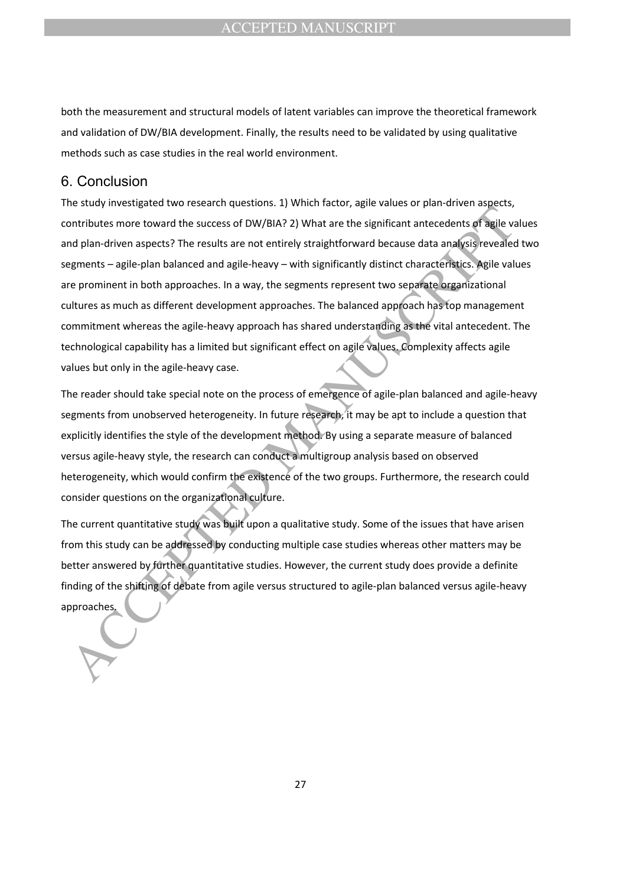both the measurement and structural models of latent variables can improve the theoretical framework and validation of DW/BIA development. Finally, the results need to be validated by using qualitative methods such as case studies in the real world environment.

## 6. Conclusion

The study investigated two research questions. 1) Which factor, agile values or plan-driven aspects, contributes more toward the success of DW/BIA? 2) What are the significant antecedents of agile values and plan-driven aspects? The results are not entirely straightforward because data analysis revealed two segments – agile-plan balanced and agile-heavy – with significantly distinct characteristics. Agile values are prominent in both approaches. In a way, the segments represent two separate organizational cultures as much as different development approaches. The balanced approach has top management commitment whereas the agile-heavy approach has shared understanding as the vital antecedent. The technological capability has a limited but significant effect on agile values. Complexity affects agile values but only in the agile-heavy case.

The reader should take special note on the process of emergence of agile-plan balanced and agile-heavy segments from unobserved heterogeneity. In future research, it may be apt to include a question that explicitly identifies the style of the development method. By using a separate measure of balanced versus agile-heavy style, the research can conduct a multigroup analysis based on observed heterogeneity, which would confirm the existence of the two groups. Furthermore, the research could consider questions on the organizational culture.

The current quantitative study was built upon a qualitative study. Some of the issues that have arisen from this study can be addressed by conducting multiple case studies whereas other matters may be better answered by further quantitative studies. However, the current study does provide a definite finding of the shifting of debate from agile versus structured to agile-plan balanced versus agile-heavy approaches.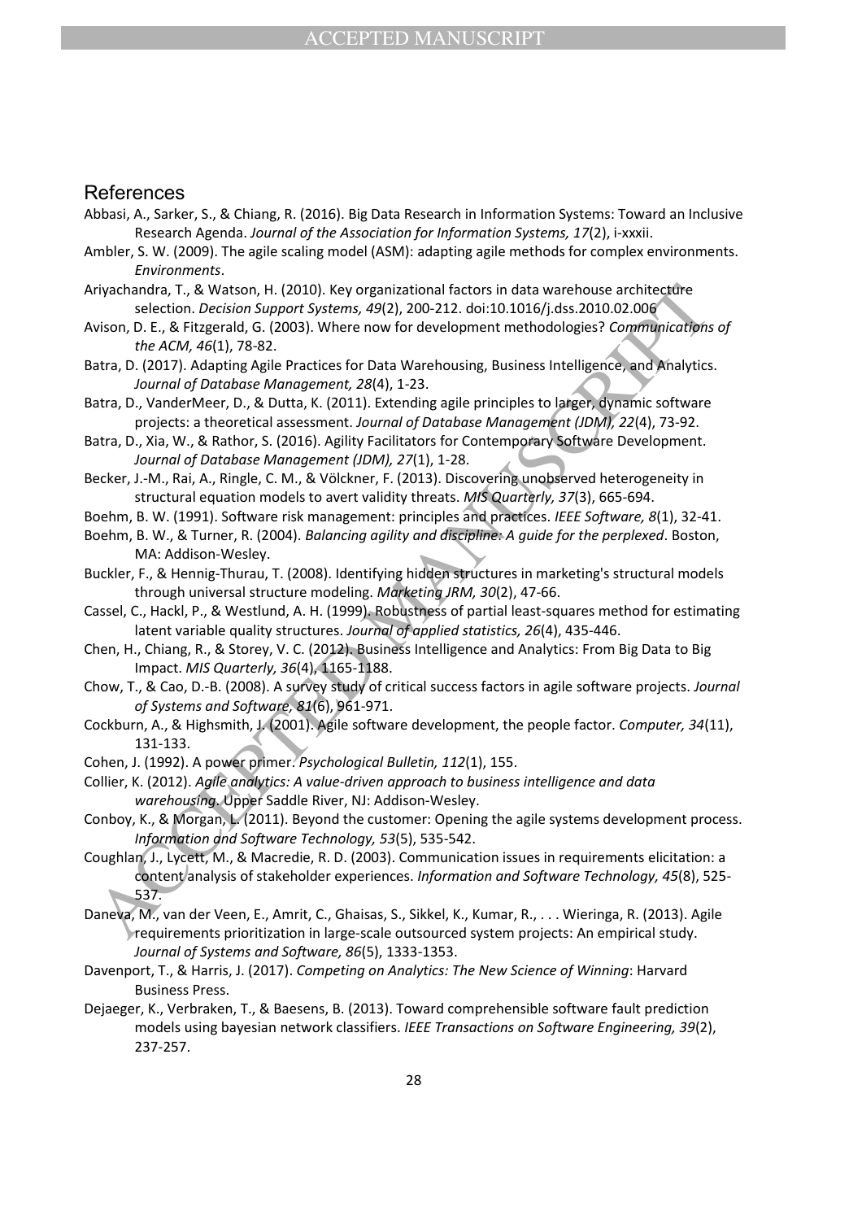## References

Abbasi, A., Sarker, S., & Chiang, R. (2016). Big Data Research in Information Systems: Toward an Inclusive Research Agenda. *Journal of the Association for Information Systems, 17*(2), i-xxxii.

Ambler, S. W. (2009). The agile scaling model (ASM): adapting agile methods for complex environments. *Environments*.

Ariyachandra, T., & Watson, H. (2010). Key organizational factors in data warehouse architecture selection. *Decision Support Systems, 49*(2), 200-212. doi:10.1016/j.dss.2010.02.006

Avison, D. E., & Fitzgerald, G. (2003). Where now for development methodologies? *Communications of the ACM, 46*(1), 78-82.

Batra, D. (2017). Adapting Agile Practices for Data Warehousing, Business Intelligence, and Analytics. *Journal of Database Management, 28*(4), 1-23.

Batra, D., VanderMeer, D., & Dutta, K. (2011). Extending agile principles to larger, dynamic software projects: a theoretical assessment. *Journal of Database Management (JDM), 22*(4), 73-92.

Batra, D., Xia, W., & Rathor, S. (2016). Agility Facilitators for Contemporary Software Development. *Journal of Database Management (JDM), 27*(1), 1-28.

Becker, J.-M., Rai, A., Ringle, C. M., & Völckner, F. (2013). Discovering unobserved heterogeneity in structural equation models to avert validity threats. *MIS Quarterly, 37*(3), 665-694.

Boehm, B. W. (1991). Software risk management: principles and practices. *IEEE Software, 8*(1), 32-41.

Boehm, B. W., & Turner, R. (2004). *Balancing agility and discipline: A guide for the perplexed*. Boston, MA: Addison-Wesley.

Buckler, F., & Hennig-Thurau, T. (2008). Identifying hidden structures in marketing's structural models through universal structure modeling. *Marketing JRM, 30*(2), 47-66.

Cassel, C., Hackl, P., & Westlund, A. H. (1999). Robustness of partial least-squares method for estimating latent variable quality structures. *Journal of applied statistics, 26*(4), 435-446.

Chen, H., Chiang, R., & Storey, V. C. (2012). Business Intelligence and Analytics: From Big Data to Big Impact. *MIS Quarterly, 36*(4), 1165-1188.

Chow, T., & Cao, D.-B. (2008). A survey study of critical success factors in agile software projects. *Journal of Systems and Software, 81*(6), 961-971.

Cockburn, A., & Highsmith, J. (2001). Agile software development, the people factor. *Computer, 34*(11), 131-133.

Cohen, J. (1992). A power primer. *Psychological Bulletin, 112*(1), 155.

Collier, K. (2012). *Agile analytics: A value-driven approach to business intelligence and data warehousing*. Upper Saddle River, NJ: Addison-Wesley.

Conboy, K., & Morgan, L. (2011). Beyond the customer: Opening the agile systems development process. *Information and Software Technology, 53*(5), 535-542.

Coughlan, J., Lycett, M., & Macredie, R. D. (2003). Communication issues in requirements elicitation: a content analysis of stakeholder experiences. *Information and Software Technology, 45*(8), 525-537.

Daneva, M., van der Veen, E., Amrit, C., Ghaisas, S., Sikkel, K., Kumar, R., . . . Wieringa, R. (2013). Agile requirements prioritization in large-scale outsourced system projects: An empirical study. *Journal of Systems and Software, 86*(5), 1333-1353.

Davenport, T., & Harris, J. (2017). *Competing on Analytics: The New Science of Winning*: Harvard Business Press.

Dejaeger, K., Verbraken, T., & Baesens, B. (2013). Toward comprehensible software fault prediction models using bayesian network classifiers. *IEEE Transactions on Software Engineering, 39*(2), 237-257.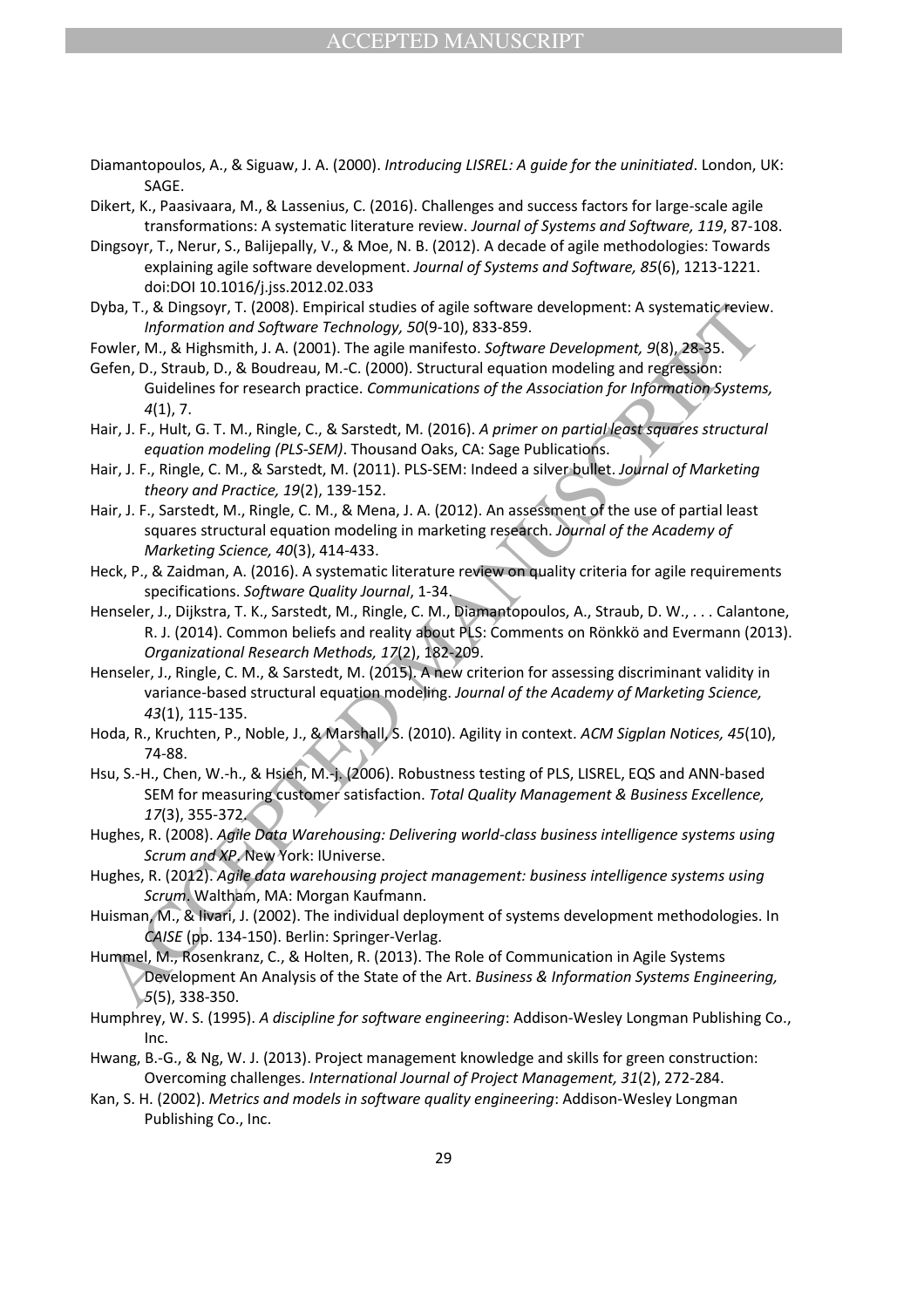Diamantopoulos, A., & Siguaw, J. A. (2000). *Introducing LISREL: A guide for the uninitiated*. London, UK: SAGE.

Dikert, K., Paasivaara, M., & Lassenius, C. (2016). Challenges and success factors for large-scale agile transformations: A systematic literature review. *Journal of Systems and Software, 119*, 87-108.

Dingsoyr, T., Nerur, S., Balijepally, V., & Moe, N. B. (2012). A decade of agile methodologies: Towards explaining agile software development. *Journal of Systems and Software, 85*(6), 1213-1221. doi:DOI 10.1016/j.jss.2012.02.033

Dyba, T., & Dingsoyr, T. (2008). Empirical studies of agile software development: A systematic review. *Information and Software Technology, 50*(9-10), 833-859.

Fowler, M., & Highsmith, J. A. (2001). The agile manifesto. *Software Development, 9*(8), 28-35.

Gefen, D., Straub, D., & Boudreau, M.-C. (2000). Structural equation modeling and regression: Guidelines for research practice. *Communications of the Association for Information Systems, 4*(1), 7.

Hair, J. F., Hult, G. T. M., Ringle, C., & Sarstedt, M. (2016). *A primer on partial least squares structural equation modeling (PLS-SEM)*. Thousand Oaks, CA: Sage Publications.

Hair, J. F., Ringle, C. M., & Sarstedt, M. (2011). PLS-SEM: Indeed a silver bullet. *Journal of Marketing theory and Practice, 19*(2), 139-152.

Hair, J. F., Sarstedt, M., Ringle, C. M., & Mena, J. A. (2012). An assessment of the use of partial least squares structural equation modeling in marketing research. *Journal of the Academy of Marketing Science, 40*(3), 414-433.

Heck, P., & Zaidman, A. (2016). A systematic literature review on quality criteria for agile requirements specifications. *Software Quality Journal*, 1-34.

Henseler, J., Dijkstra, T. K., Sarstedt, M., Ringle, C. M., Diamantopoulos, A., Straub, D. W., . . . Calantone, R. J. (2014). Common beliefs and reality about PLS: Comments on Rönkkö and Evermann (2013). *Organizational Research Methods, 17*(2), 182-209.

Henseler, J., Ringle, C. M., & Sarstedt, M. (2015). A new criterion for assessing discriminant validity in variance-based structural equation modeling. *Journal of the Academy of Marketing Science, 43*(1), 115-135.

Hoda, R., Kruchten, P., Noble, J., & Marshall, S. (2010). Agility in context. *ACM Sigplan Notices, 45*(10), 74-88.

Hsu, S.-H., Chen, W.-h., & Hsieh, M.-j. (2006). Robustness testing of PLS, LISREL, EQS and ANN-based SEM for measuring customer satisfaction. *Total Quality Management & Business Excellence, 17*(3), 355-372.

Hughes, R. (2008). *Agile Data Warehousing: Delivering world-class business intelligence systems using Scrum and XP*. New York: IUniverse.

Hughes, R. (2012). *Agile data warehousing project management: business intelligence systems using Scrum*. Waltham, MA: Morgan Kaufmann.

Huisman, M., & Iivari, J. (2002). The individual deployment of systems development methodologies. In *CAISE* (pp. 134-150). Berlin: Springer-Verlag.

Hummel, M., Rosenkranz, C., & Holten, R. (2013). The Role of Communication in Agile Systems Development An Analysis of the State of the Art. *Business & Information Systems Engineering, 5*(5), 338-350.

Humphrey, W. S. (1995). *A discipline for software engineering*: Addison-Wesley Longman Publishing Co., Inc.

Hwang, B.-G., & Ng, W. J. (2013). Project management knowledge and skills for green construction: Overcoming challenges. *International Journal of Project Management, 31*(2), 272-284.

Kan, S. H. (2002). *Metrics and models in software quality engineering*: Addison-Wesley Longman Publishing Co., Inc.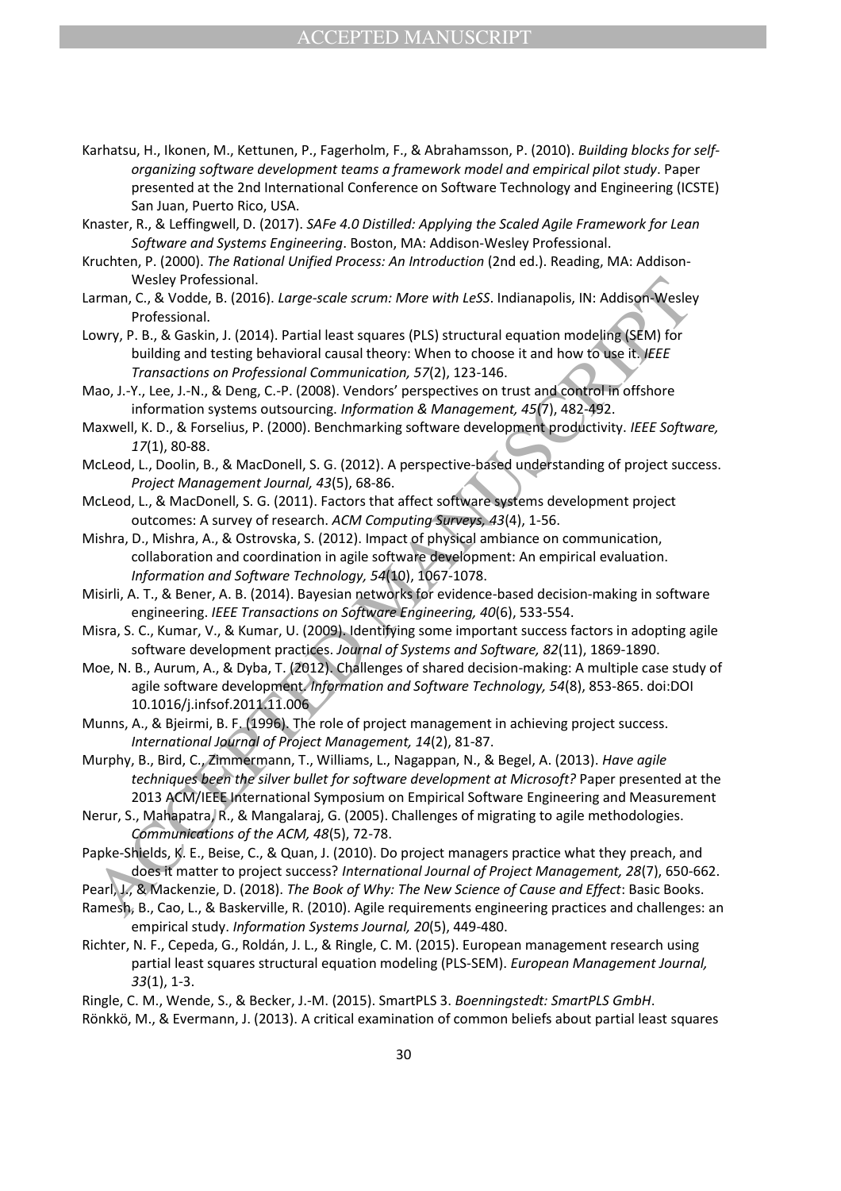Karhatsu, H., Ikonen, M., Kettunen, P., Fagerholm, F., & Abrahamsson, P. (2010). *Building blocks for self-organizing software development teams a framework model and empirical pilot study*. Paper presented at the 2nd International Conference on Software Technology and Engineering (ICSTE) San Juan, Puerto Rico, USA.

Knaster, R., & Leffingwell, D. (2017). *SAFe 4.0 Distilled: Applying the Scaled Agile Framework for Lean Software and Systems Engineering*. Boston, MA: Addison-Wesley Professional.

Kruchten, P. (2000). *The Rational Unified Process: An Introduction* (2nd ed.). Reading, MA: Addison-Wesley Professional.

Larman, C., & Vodde, B. (2016). *Large-scale scrum: More with LeSS*. Indianapolis, IN: Addison-Wesley Professional.

Lowry, P. B., & Gaskin, J. (2014). Partial least squares (PLS) structural equation modeling (SEM) for building and testing behavioral causal theory: When to choose it and how to use it. *IEEE Transactions on Professional Communication, 57*(2), 123-146.

Mao, J.-Y., Lee, J.-N., & Deng, C.-P. (2008). Vendors' perspectives on trust and control in offshore information systems outsourcing. *Information & Management, 45*(7), 482-492.

Maxwell, K. D., & Forselius, P. (2000). Benchmarking software development productivity. *IEEE Software, 17*(1), 80-88.

McLeod, L., Doolin, B., & MacDonell, S. G. (2012). A perspective-based understanding of project success. *Project Management Journal, 43*(5), 68-86.

McLeod, L., & MacDonell, S. G. (2011). Factors that affect software systems development project outcomes: A survey of research. *ACM Computing Surveys, 43*(4), 1-56.

Mishra, D., Mishra, A., & Ostrovska, S. (2012). Impact of physical ambiance on communication, collaboration and coordination in agile software development: An empirical evaluation. *Information and Software Technology, 54*(10), 1067-1078.

Misirli, A. T., & Bener, A. B. (2014). Bayesian networks for evidence-based decision-making in software engineering. *IEEE Transactions on Software Engineering, 40*(6), 533-554.

Misra, S. C., Kumar, V., & Kumar, U. (2009). Identifying some important success factors in adopting agile software development practices. *Journal of Systems and Software, 82*(11), 1869-1890.

Moe, N. B., Aurum, A., & Dyba, T. (2012). Challenges of shared decision-making: A multiple case study of agile software development. *Information and Software Technology, 54*(8), 853-865. doi:DOI 10.1016/j.infsof.2011.11.006

Munns, A., & Bjeirmi, B. F. (1996). The role of project management in achieving project success. *International Journal of Project Management, 14*(2), 81-87.

Murphy, B., Bird, C., Zimmermann, T., Williams, L., Nagappan, N., & Begel, A. (2013). *Have agile techniques been the silver bullet for software development at Microsoft?* Paper presented at the 2013 ACM/IEEE International Symposium on Empirical Software Engineering and Measurement

Nerur, S., Mahapatra, R., & Mangalaraj, G. (2005). Challenges of migrating to agile methodologies. *Communications of the ACM, 48*(5), 72-78.

Papke-Shields, K. E., Beise, C., & Quan, J. (2010). Do project managers practice what they preach, and does it matter to project success? *International Journal of Project Management, 28*(7), 650-662.

Pearl, J., & Mackenzie, D. (2018). *The Book of Why: The New Science of Cause and Effect*: Basic Books.

Ramesh, B., Cao, L., & Baskerville, R. (2010). Agile requirements engineering practices and challenges: an empirical study. *Information Systems Journal, 20*(5), 449-480.

Richter, N. F., Cepeda, G., Roldán, J. L., & Ringle, C. M. (2015). European management research using partial least squares structural equation modeling (PLS-SEM). *European Management Journal, 33*(1), 1-3.

Ringle, C. M., Wende, S., & Becker, J.-M. (2015). SmartPLS 3. *Boenningstedt: SmartPLS GmbH*.

Rönkkö, M., & Evermann, J. (2013). A critical examination of common beliefs about partial least squares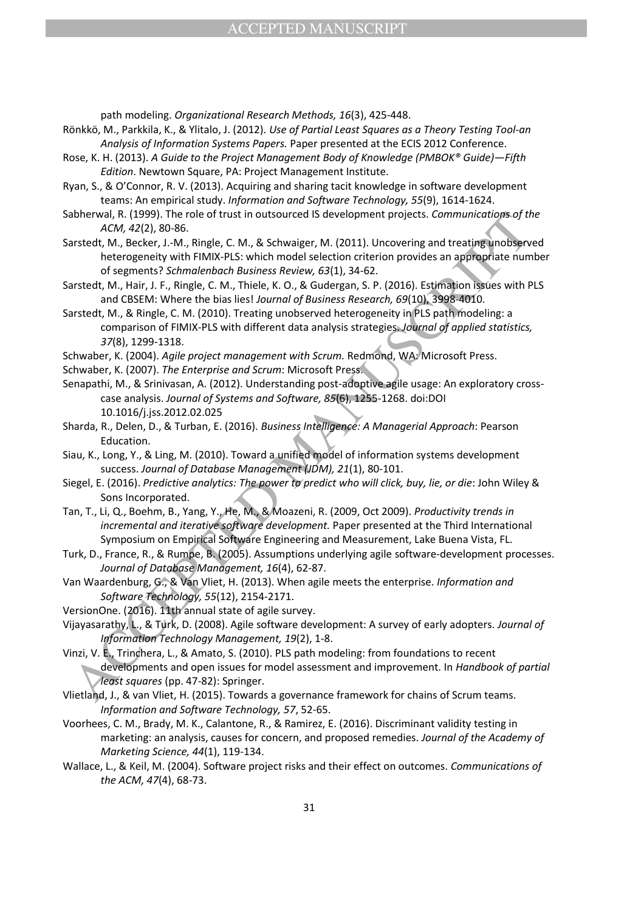path modeling. *Organizational Research Methods, 16*(3), 425-448.

Rönkkö, M., Parkkila, K., & Ylitalo, J. (2012). *Use of Partial Least Squares as a Theory Testing Tool-an Analysis of Information Systems Papers.* Paper presented at the ECIS 2012 Conference.

Rose, K. H. (2013). *A Guide to the Project Management Body of Knowledge (PMBOK® Guide)—Fifth Edition*. Newtown Square, PA: Project Management Institute.

Ryan, S., & O'Connor, R. V. (2013). Acquiring and sharing tacit knowledge in software development teams: An empirical study. *Information and Software Technology, 55*(9), 1614-1624.

Sabherwal, R. (1999). The role of trust in outsourced IS development projects. *Communications of the ACM, 42*(2), 80-86.

Sarstedt, M., Becker, J.-M., Ringle, C. M., & Schwaiger, M. (2011). Uncovering and treating unobserved heterogeneity with FIMIX-PLS: which model selection criterion provides an appropriate number of segments? *Schmalenbach Business Review, 63*(1), 34-62.

Sarstedt, M., Hair, J. F., Ringle, C. M., Thiele, K. O., & Gudergan, S. P. (2016). Estimation issues with PLS and CBSEM: Where the bias lies! *Journal of Business Research, 69*(10), 3998-4010.

Sarstedt, M., & Ringle, C. M. (2010). Treating unobserved heterogeneity in PLS path modeling: a comparison of FIMIX-PLS with different data analysis strategies. *Journal of applied statistics, 37*(8), 1299-1318.

Schwaber, K. (2004). *Agile project management with Scrum.* Redmond, WA: Microsoft Press.

Schwaber, K. (2007). *The Enterprise and Scrum*: Microsoft Press.

Senapathi, M., & Srinivasan, A. (2012). Understanding post-adoptive agile usage: An exploratory cross-case analysis. *Journal of Systems and Software, 85*(6), 1255-1268. doi:DOI 10.1016/j.jss.2012.02.025

Sharda, R., Delen, D., & Turban, E. (2016). *Business Intelligence: A Managerial Approach*: Pearson Education.

Siau, K., Long, Y., & Ling, M. (2010). Toward a unified model of information systems development success. *Journal of Database Management (JDM), 21*(1), 80-101.

Siegel, E. (2016). *Predictive analytics: The power to predict who will click, buy, lie, or die*: John Wiley & Sons Incorporated.

Tan, T., Li, Q., Boehm, B., Yang, Y., He, M., & Moazeni, R. (2009, Oct 2009). *Productivity trends in incremental and iterative software development.* Paper presented at the Third International Symposium on Empirical Software Engineering and Measurement, Lake Buena Vista, FL.

Turk, D., France, R., & Rumpe, B. (2005). Assumptions underlying agile software-development processes. *Journal of Database Management, 16*(4), 62-87.

Van Waardenburg, G., & Van Vliet, H. (2013). When agile meets the enterprise. *Information and Software Technology, 55*(12), 2154-2171.

VersionOne. (2016). 11th annual state of agile survey.

Vijayasarathy, L., & Turk, D. (2008). Agile software development: A survey of early adopters. *Journal of Information Technology Management, 19*(2), 1-8.

Vinzi, V. E., Trinchera, L., & Amato, S. (2010). PLS path modeling: from foundations to recent developments and open issues for model assessment and improvement. In *Handbook of partial least squares* (pp. 47-82): Springer.

Vlietland, J., & van Vliet, H. (2015). Towards a governance framework for chains of Scrum teams. *Information and Software Technology, 57*, 52-65.

Voorhees, C. M., Brady, M. K., Calantone, R., & Ramirez, E. (2016). Discriminant validity testing in marketing: an analysis, causes for concern, and proposed remedies. *Journal of the Academy of Marketing Science, 44*(1), 119-134.

Wallace, L., & Keil, M. (2004). Software project risks and their effect on outcomes. *Communications of the ACM, 47*(4), 68-73.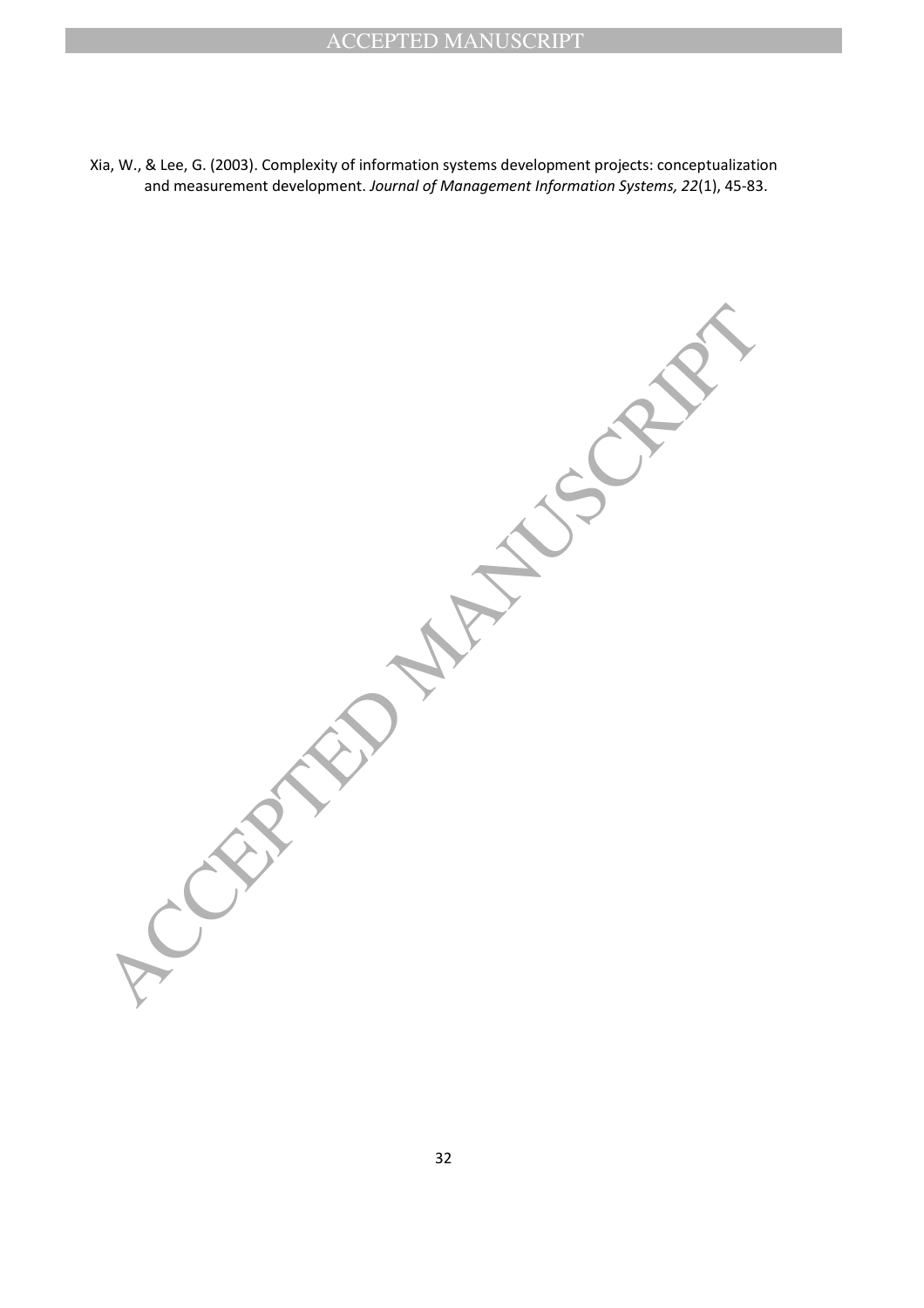Xia, W., & Lee, G. (2003). Complexity of information systems development projects: conceptualization and measurement development. *Journal of Management Information Systems, 22*(1), 45-83.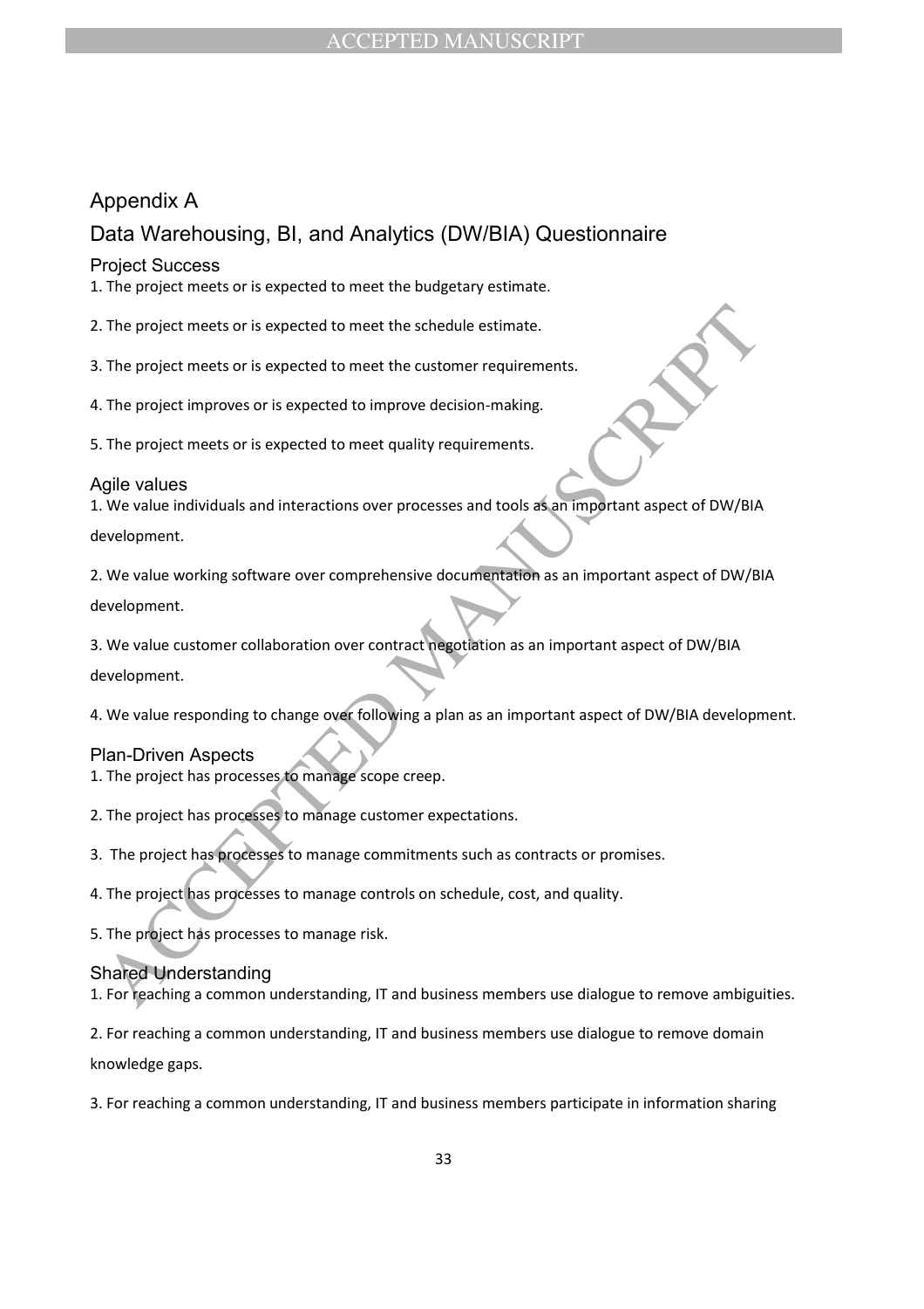# Appendix A

## Data Warehousing, BI, and Analytics (DW/BIA) Questionnaire

### Project Success

1. The project meets or is expected to meet the budgetary estimate.

2. The project meets or is expected to meet the schedule estimate.

3. The project meets or is expected to meet the customer requirements.

4. The project improves or is expected to improve decision-making.

5. The project meets or is expected to meet quality requirements.

### Agile values

1. We value individuals and interactions over processes and tools as an important aspect of DW/BIA development.

2. We value working software over comprehensive documentation as an important aspect of DW/BIA development.

3. We value customer collaboration over contract negotiation as an important aspect of DW/BIA development.

4. We value responding to change over following a plan as an important aspect of DW/BIA development.

### Plan-Driven Aspects

1. The project has processes to manage scope creep.

2. The project has processes to manage customer expectations.

3. The project has processes to manage commitments such as contracts or promises.

4. The project has processes to manage controls on schedule, cost, and quality.

5. The project has processes to manage risk.

### Shared Understanding

1. For reaching a common understanding, IT and business members use dialogue to remove ambiguities.

2. For reaching a common understanding, IT and business members use dialogue to remove domain knowledge gaps.

3. For reaching a common understanding, IT and business members participate in information sharing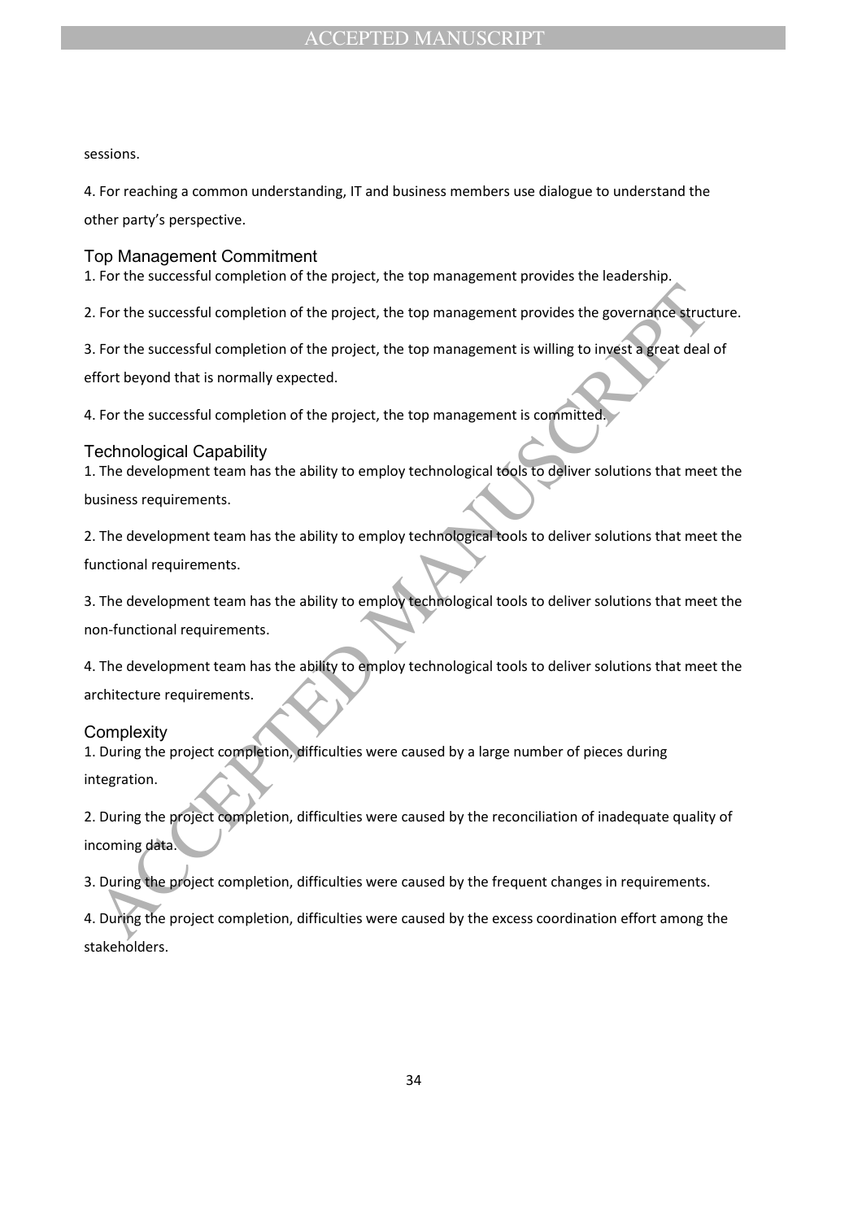sessions.

4. For reaching a common understanding, IT and business members use dialogue to understand the other party's perspective.

## Top Management Commitment

1. For the successful completion of the project, the top management provides the leadership.

2. For the successful completion of the project, the top management provides the governance structure.

3. For the successful completion of the project, the top management is willing to invest a great deal of effort beyond that is normally expected.

4. For the successful completion of the project, the top management is committed.

## Technological Capability

1. The development team has the ability to employ technological tools to deliver solutions that meet the business requirements.

2. The development team has the ability to employ technological tools to deliver solutions that meet the functional requirements.

3. The development team has the ability to employ technological tools to deliver solutions that meet the non-functional requirements.

4. The development team has the ability to employ technological tools to deliver solutions that meet the architecture requirements.

## Complexity

1. During the project completion, difficulties were caused by a large number of pieces during integration.

2. During the project completion, difficulties were caused by the reconciliation of inadequate quality of incoming data.

3. During the project completion, difficulties were caused by the frequent changes in requirements.

4. During the project completion, difficulties were caused by the excess coordination effort among the stakeholders.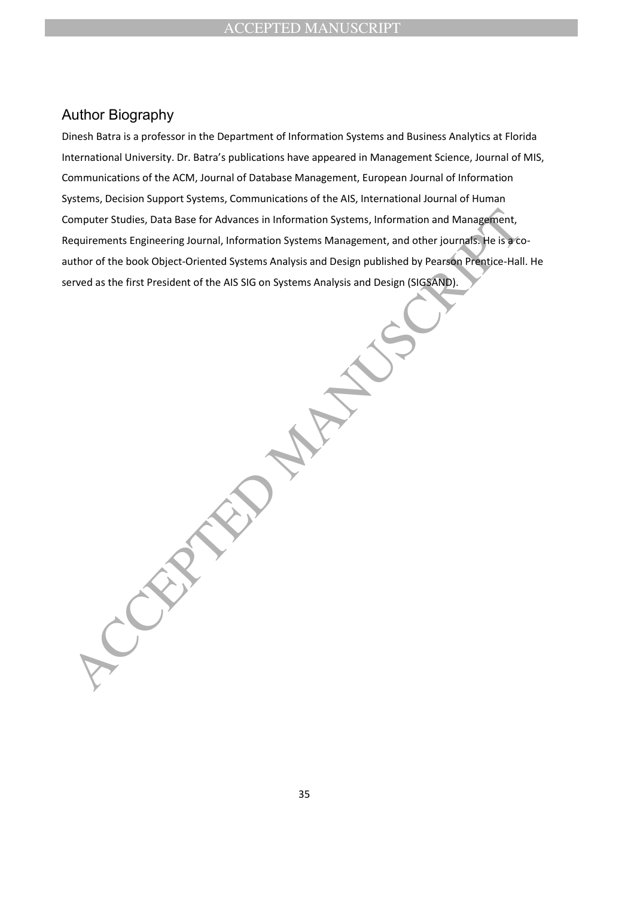## Author Biography

Dinesh Batra is a professor in the Department of Information Systems and Business Analytics at Florida International University. Dr. Batra's publications have appeared in Management Science, Journal of MIS, Communications of the ACM, Journal of Database Management, European Journal of Information Systems, Decision Support Systems, Communications of the AIS, International Journal of Human Computer Studies, Data Base for Advances in Information Systems, Information and Management, Requirements Engineering Journal, Information Systems Management, and other journals. He is a co-author of the book Object-Oriented Systems Analysis and Design published by Pearson Prentice-Hall. He served as the first President of the AIS SIG on Systems Analysis and Design (SIGSAND).